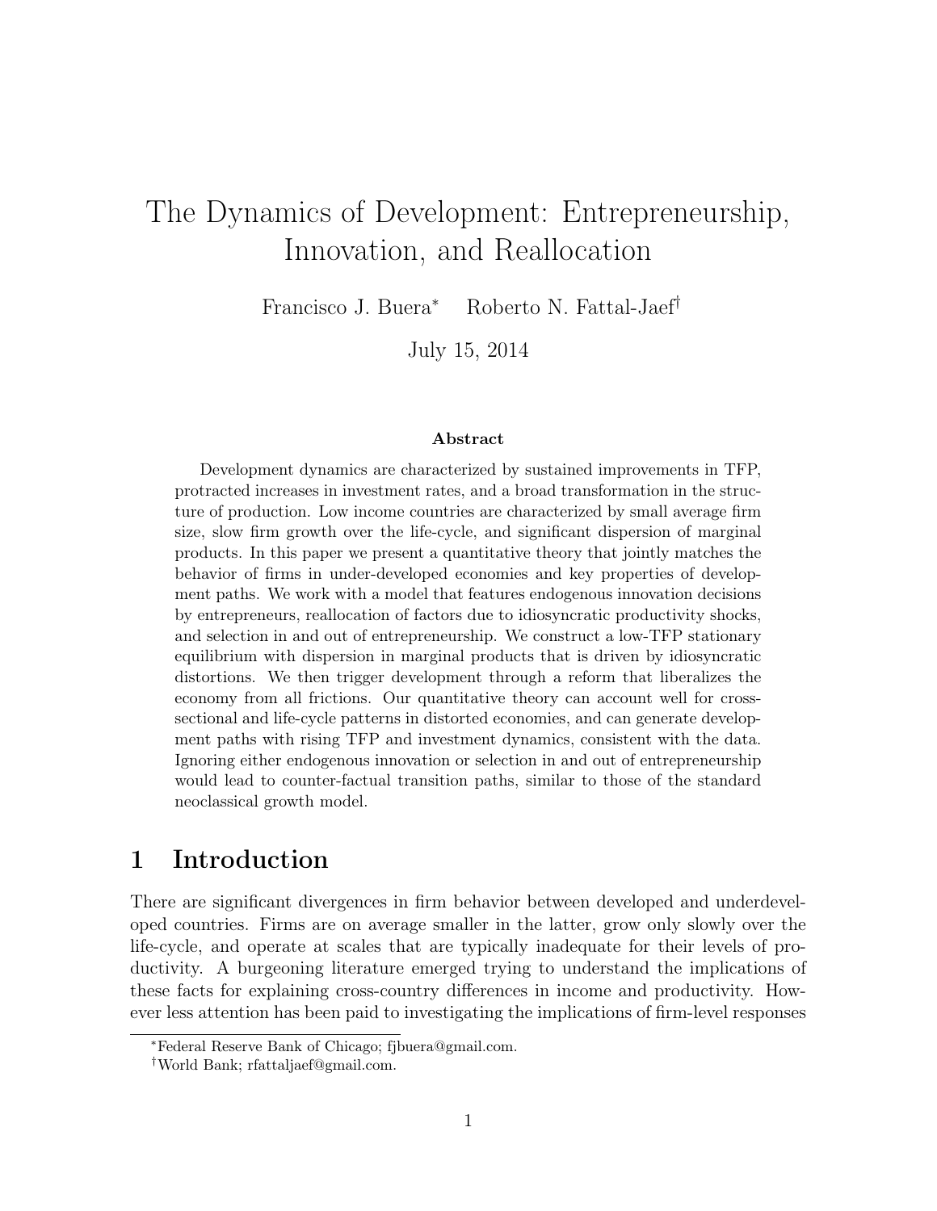# The Dynamics of Development: Entrepreneurship, Innovation, and Reallocation

Francisco J. Buera[*] Roberto N. Fattal-Jaef[†]

July 15, 2014

### Abstract

Development dynamics are characterized by sustained improvements in TFP, protracted increases in investment rates, and a broad transformation in the structure of production. Low income countries are characterized by small average firm size, slow firm growth over the life-cycle, and significant dispersion of marginal products. In this paper we present a quantitative theory that jointly matches the behavior of firms in under-developed economies and key properties of development paths. We work with a model that features endogenous innovation decisions by entrepreneurs, reallocation of factors due to idiosyncratic productivity shocks, and selection in and out of entrepreneurship. We construct a low-TFP stationary equilibrium with dispersion in marginal products that is driven by idiosyncratic distortions. We then trigger development through a reform that liberalizes the economy from all frictions. Our quantitative theory can account well for cross-sectional and life-cycle patterns in distorted economies, and can generate development paths with rising TFP and investment dynamics, consistent with the data. Ignoring either endogenous innovation or selection in and out of entrepreneurship would lead to counter-factual transition paths, similar to those of the standard neoclassical growth model.

## 1 Introduction

There are significant divergences in firm behavior between developed and underdeveloped countries. Firms are on average smaller in the latter, grow only slowly over the life-cycle, and operate at scales that are typically inadequate for their levels of productivity. A burgeoning literature emerged trying to understand the implications of these facts for explaining cross-country differences in income and productivity. However less attention has been paid to investigating the implications of firm-level responses

[*] Federal Reserve Bank of Chicago; fjbuera@gmail.com.

[†] World Bank; rfattaljaef@gmail.com.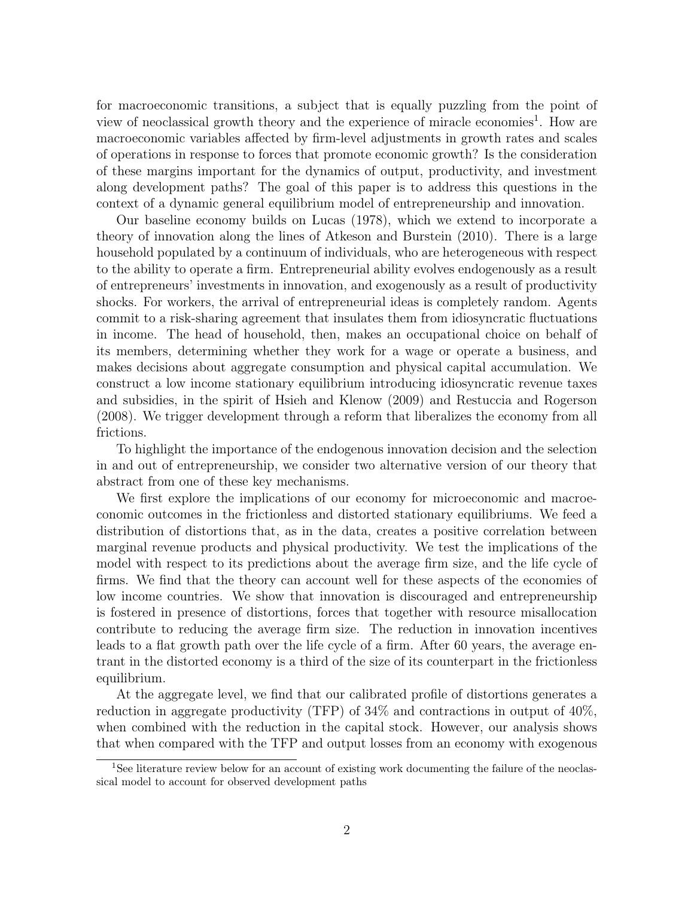for macroeconomic transitions, a subject that is equally puzzling from the point of view of neoclassical growth theory and the experience of miracle economies[1]. How are macroeconomic variables affected by firm-level adjustments in growth rates and scales of operations in response to forces that promote economic growth? Is the consideration of these margins important for the dynamics of output, productivity, and investment along development paths? The goal of this paper is to address this questions in the context of a dynamic general equilibrium model of entrepreneurship and innovation.

Our baseline economy builds on Lucas (1978), which we extend to incorporate a theory of innovation along the lines of Atkeson and Burstein (2010). There is a large household populated by a continuum of individuals, who are heterogeneous with respect to the ability to operate a firm. Entrepreneurial ability evolves endogenously as a result of entrepreneurs' investments in innovation, and exogenously as a result of productivity shocks. For workers, the arrival of entrepreneurial ideas is completely random. Agents commit to a risk-sharing agreement that insulates them from idiosyncratic fluctuations in income. The head of household, then, makes an occupational choice on behalf of its members, determining whether they work for a wage or operate a business, and makes decisions about aggregate consumption and physical capital accumulation. We construct a low income stationary equilibrium introducing idiosyncratic revenue taxes and subsidies, in the spirit of Hsieh and Klenow (2009) and Restuccia and Rogerson (2008). We trigger development through a reform that liberalizes the economy from all frictions.

To highlight the importance of the endogenous innovation decision and the selection in and out of entrepreneurship, we consider two alternative version of our theory that abstract from one of these key mechanisms.

We first explore the implications of our economy for microeconomic and macroeconomic outcomes in the frictionless and distorted stationary equilibriums. We feed a distribution of distortions that, as in the data, creates a positive correlation between marginal revenue products and physical productivity. We test the implications of the model with respect to its predictions about the average firm size, and the life cycle of firms. We find that the theory can account well for these aspects of the economies of low income countries. We show that innovation is discouraged and entrepreneurship is fostered in presence of distortions, forces that together with resource misallocation contribute to reducing the average firm size. The reduction in innovation incentives leads to a flat growth path over the life cycle of a firm. After 60 years, the average entrant in the distorted economy is a third of the size of its counterpart in the frictionless equilibrium.

At the aggregate level, we find that our calibrated profile of distortions generates a reduction in aggregate productivity (TFP) of 34% and contractions in output of 40%, when combined with the reduction in the capital stock. However, our analysis shows that when compared with the TFP and output losses from an economy with exogenous

[1]See literature review below for an account of existing work documenting the failure of the neoclassical model to account for observed development paths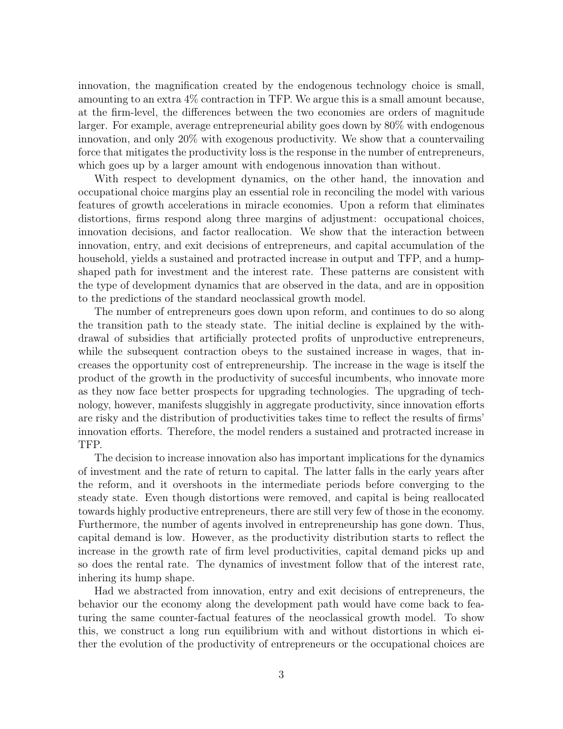innovation, the magnification created by the endogenous technology choice is small, amounting to an extra 4% contraction in TFP. We argue this is a small amount because, at the firm-level, the differences between the two economies are orders of magnitude larger. For example, average entrepreneurial ability goes down by 80% with endogenous innovation, and only 20% with exogenous productivity. We show that a countervailing force that mitigates the productivity loss is the response in the number of entrepreneurs, which goes up by a larger amount with endogenous innovation than without.

With respect to development dynamics, on the other hand, the innovation and occupational choice margins play an essential role in reconciling the model with various features of growth accelerations in miracle economies. Upon a reform that eliminates distortions, firms respond along three margins of adjustment: occupational choices, innovation decisions, and factor reallocation. We show that the interaction between innovation, entry, and exit decisions of entrepreneurs, and capital accumulation of the household, yields a sustained and protracted increase in output and TFP, and a hump-shaped path for investment and the interest rate. These patterns are consistent with the type of development dynamics that are observed in the data, and are in opposition to the predictions of the standard neoclassical growth model.

The number of entrepreneurs goes down upon reform, and continues to do so along the transition path to the steady state. The initial decline is explained by the withdrawal of subsidies that artificially protected profits of unproductive entrepreneurs, while the subsequent contraction obeys to the sustained increase in wages, that increases the opportunity cost of entrepreneurship. The increase in the wage is itself the product of the growth in the productivity of succesful incumbents, who innovate more as they now face better prospects for upgrading technologies. The upgrading of technology, however, manifests sluggishly in aggregate productivity, since innovation efforts are risky and the distribution of productivities takes time to reflect the results of firms' innovation efforts. Therefore, the model renders a sustained and protracted increase in TFP.

The decision to increase innovation also has important implications for the dynamics of investment and the rate of return to capital. The latter falls in the early years after the reform, and it overshoots in the intermediate periods before converging to the steady state. Even though distortions were removed, and capital is being reallocated towards highly productive entrepreneurs, there are still very few of those in the economy. Furthermore, the number of agents involved in entrepreneurship has gone down. Thus, capital demand is low. However, as the productivity distribution starts to reflect the increase in the growth rate of firm level productivities, capital demand picks up and so does the rental rate. The dynamics of investment follow that of the interest rate, inhering its hump shape.

Had we abstracted from innovation, entry and exit decisions of entrepreneurs, the behavior our the economy along the development path would have come back to featuring the same counter-factual features of the neoclassical growth model. To show this, we construct a long run equilibrium with and without distortions in which either the evolution of the productivity of entrepreneurs or the occupational choices are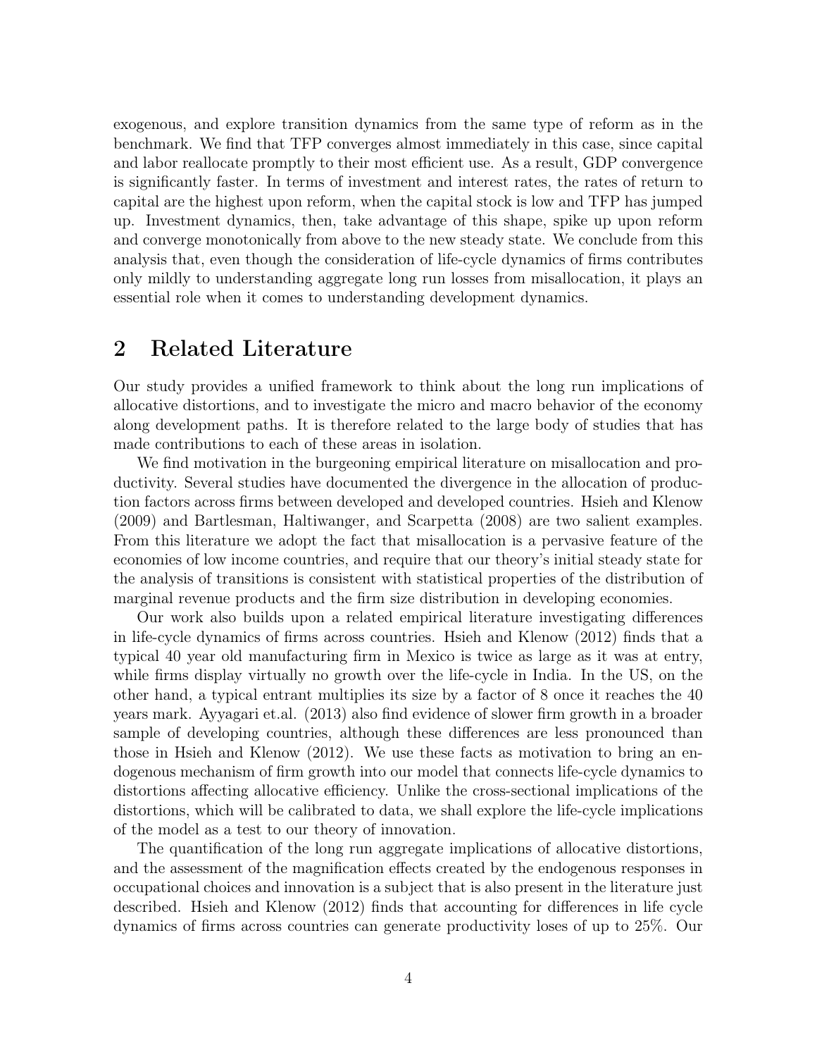exogenous, and explore transition dynamics from the same type of reform as in the benchmark. We find that TFP converges almost immediately in this case, since capital and labor reallocate promptly to their most efficient use. As a result, GDP convergence is significantly faster. In terms of investment and interest rates, the rates of return to capital are the highest upon reform, when the capital stock is low and TFP has jumped up. Investment dynamics, then, take advantage of this shape, spike up upon reform and converge monotonically from above to the new steady state. We conclude from this analysis that, even though the consideration of life-cycle dynamics of firms contributes only mildly to understanding aggregate long run losses from misallocation, it plays an essential role when it comes to understanding development dynamics.

## 2 Related Literature

Our study provides a unified framework to think about the long run implications of allocative distortions, and to investigate the micro and macro behavior of the economy along development paths. It is therefore related to the large body of studies that has made contributions to each of these areas in isolation.

We find motivation in the burgeoning empirical literature on misallocation and productivity. Several studies have documented the divergence in the allocation of production factors across firms between developed and developed countries. Hsieh and Klenow (2009) and Bartlesman, Haltiwanger, and Scarpetta (2008) are two salient examples. From this literature we adopt the fact that misallocation is a pervasive feature of the economies of low income countries, and require that our theory's initial steady state for the analysis of transitions is consistent with statistical properties of the distribution of marginal revenue products and the firm size distribution in developing economies.

Our work also builds upon a related empirical literature investigating differences in life-cycle dynamics of firms across countries. Hsieh and Klenow (2012) finds that a typical 40 year old manufacturing firm in Mexico is twice as large as it was at entry, while firms display virtually no growth over the life-cycle in India. In the US, on the other hand, a typical entrant multiplies its size by a factor of 8 once it reaches the 40 years mark. Ayyagari et.al. (2013) also find evidence of slower firm growth in a broader sample of developing countries, although these differences are less pronounced than those in Hsieh and Klenow (2012). We use these facts as motivation to bring an endogenous mechanism of firm growth into our model that connects life-cycle dynamics to distortions affecting allocative efficiency. Unlike the cross-sectional implications of the distortions, which will be calibrated to data, we shall explore the life-cycle implications of the model as a test to our theory of innovation.

The quantification of the long run aggregate implications of allocative distortions, and the assessment of the magnification effects created by the endogenous responses in occupational choices and innovation is a subject that is also present in the literature just described. Hsieh and Klenow (2012) finds that accounting for differences in life cycle dynamics of firms across countries can generate productivity loses of up to 25%. Our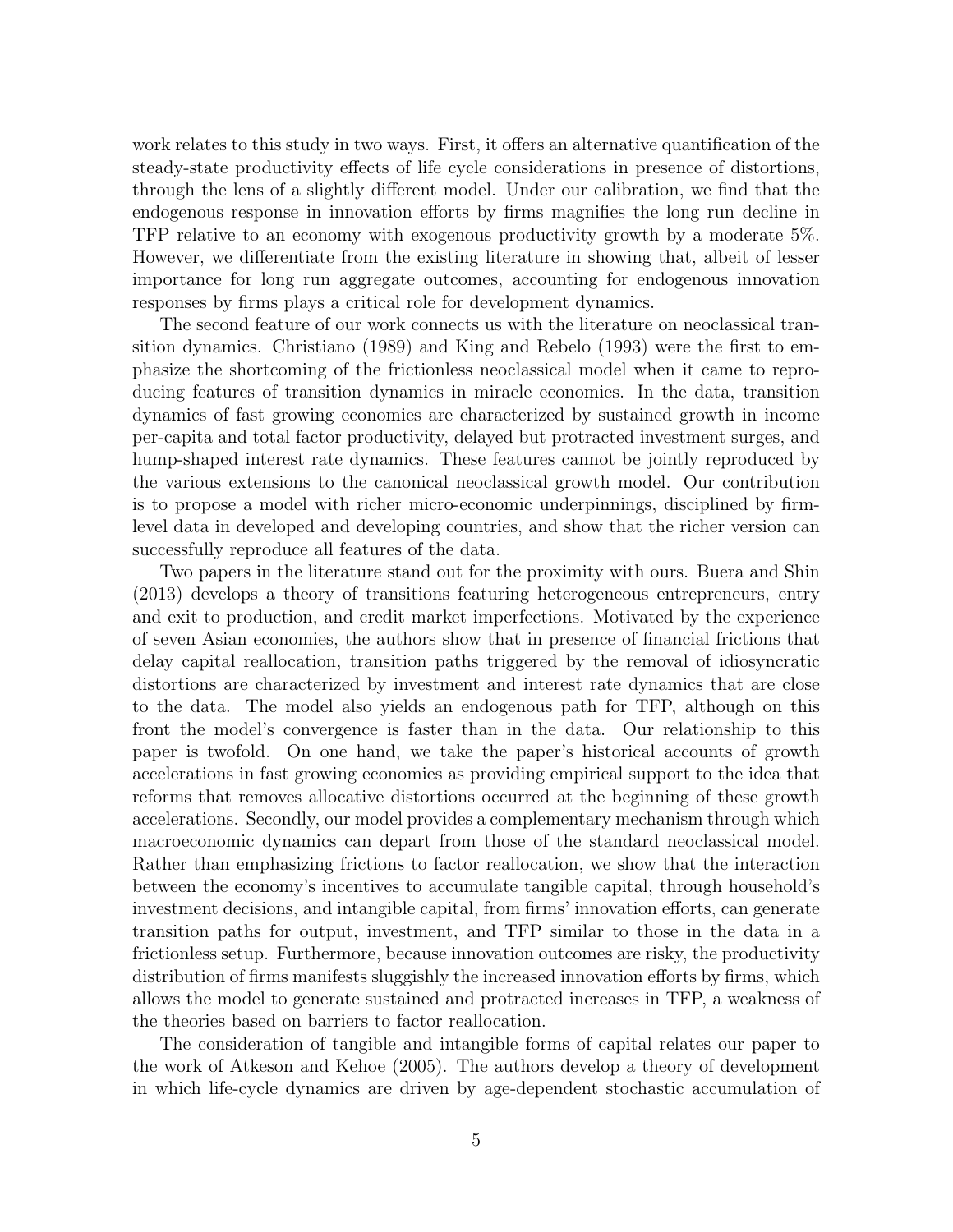work relates to this study in two ways. First, it offers an alternative quantification of the steady-state productivity effects of life cycle considerations in presence of distortions, through the lens of a slightly different model. Under our calibration, we find that the endogenous response in innovation efforts by firms magnifies the long run decline in TFP relative to an economy with exogenous productivity growth by a moderate 5%. However, we differentiate from the existing literature in showing that, albeit of lesser importance for long run aggregate outcomes, accounting for endogenous innovation responses by firms plays a critical role for development dynamics.

The second feature of our work connects us with the literature on neoclassical transition dynamics. Christiano (1989) and King and Rebelo (1993) were the first to emphasize the shortcoming of the frictionless neoclassical model when it came to reproducing features of transition dynamics in miracle economies. In the data, transition dynamics of fast growing economies are characterized by sustained growth in income per-capita and total factor productivity, delayed but protracted investment surges, and hump-shaped interest rate dynamics. These features cannot be jointly reproduced by the various extensions to the canonical neoclassical growth model. Our contribution is to propose a model with richer micro-economic underpinnings, disciplined by firm-level data in developed and developing countries, and show that the richer version can successfully reproduce all features of the data.

Two papers in the literature stand out for the proximity with ours. Buera and Shin (2013) develops a theory of transitions featuring heterogeneous entrepreneurs, entry and exit to production, and credit market imperfections. Motivated by the experience of seven Asian economies, the authors show that in presence of financial frictions that delay capital reallocation, transition paths triggered by the removal of idiosyncratic distortions are characterized by investment and interest rate dynamics that are close to the data. The model also yields an endogenous path for TFP, although on this front the model's convergence is faster than in the data. Our relationship to this paper is twofold. On one hand, we take the paper's historical accounts of growth accelerations in fast growing economies as providing empirical support to the idea that reforms that removes allocative distortions occurred at the beginning of these growth accelerations. Secondly, our model provides a complementary mechanism through which macroeconomic dynamics can depart from those of the standard neoclassical model. Rather than emphasizing frictions to factor reallocation, we show that the interaction between the economy's incentives to accumulate tangible capital, through household's investment decisions, and intangible capital, from firms' innovation efforts, can generate transition paths for output, investment, and TFP similar to those in the data in a frictionless setup. Furthermore, because innovation outcomes are risky, the productivity distribution of firms manifests sluggishly the increased innovation efforts by firms, which allows the model to generate sustained and protracted increases in TFP, a weakness of the theories based on barriers to factor reallocation.

The consideration of tangible and intangible forms of capital relates our paper to the work of Atkeson and Kehoe (2005). The authors develop a theory of development in which life-cycle dynamics are driven by age-dependent stochastic accumulation of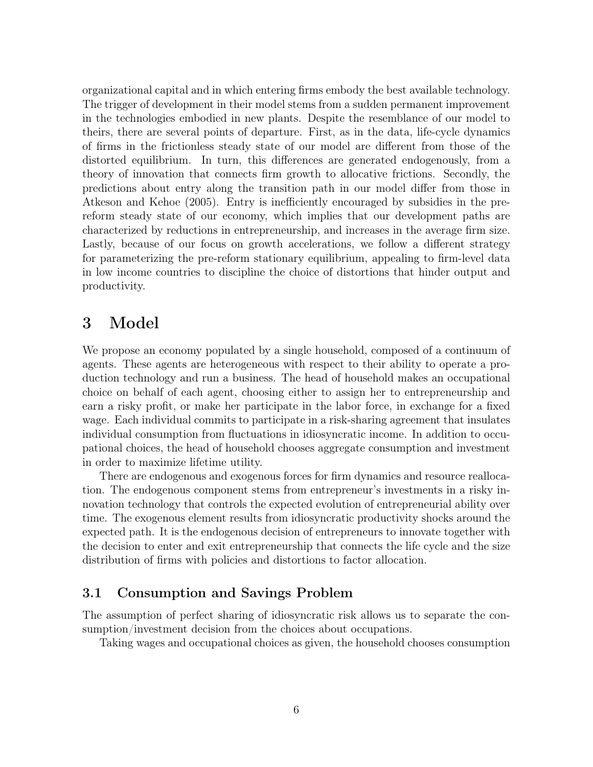organizational capital and in which entering firms embody the best available technology. The trigger of development in their model stems from a sudden permanent improvement in the technologies embodied in new plants. Despite the resemblance of our model to theirs, there are several points of departure. First, as in the data, life-cycle dynamics of firms in the frictionless steady state of our model are different from those of the distorted equilibrium. In turn, this differences are generated endogenously, from a theory of innovation that connects firm growth to allocative frictions. Secondly, the predictions about entry along the transition path in our model differ from those in Atkeson and Kehoe (2005). Entry is inefficiently encouraged by subsidies in the pre-reform steady state of our economy, which implies that our development paths are characterized by reductions in entrepreneurship, and increases in the average firm size. Lastly, because of our focus on growth accelerations, we follow a different strategy for parameterizing the pre-reform stationary equilibrium, appealing to firm-level data in low income countries to discipline the choice of distortions that hinder output and productivity.

# 3 Model

We propose an economy populated by a single household, composed of a continuum of agents. These agents are heterogeneous with respect to their ability to operate a production technology and run a business. The head of household makes an occupational choice on behalf of each agent, choosing either to assign her to entrepreneurship and earn a risky profit, or make her participate in the labor force, in exchange for a fixed wage. Each individual commits to participate in a risk-sharing agreement that insulates individual consumption from fluctuations in idiosyncratic income. In addition to occupational choices, the head of household chooses aggregate consumption and investment in order to maximize lifetime utility.

There are endogenous and exogenous forces for firm dynamics and resource reallocation. The endogenous component stems from entrepreneur's investments in a risky innovation technology that controls the expected evolution of entrepreneurial ability over time. The exogenous element results from idiosyncratic productivity shocks around the expected path. It is the endogenous decision of entrepreneurs to innovate together with the decision to enter and exit entrepreneurship that connects the life cycle and the size distribution of firms with policies and distortions to factor allocation.

## 3.1 Consumption and Savings Problem

The assumption of perfect sharing of idiosyncratic risk allows us to separate the consumption/investment decision from the choices about occupations.

Taking wages and occupational choices as given, the household chooses consumption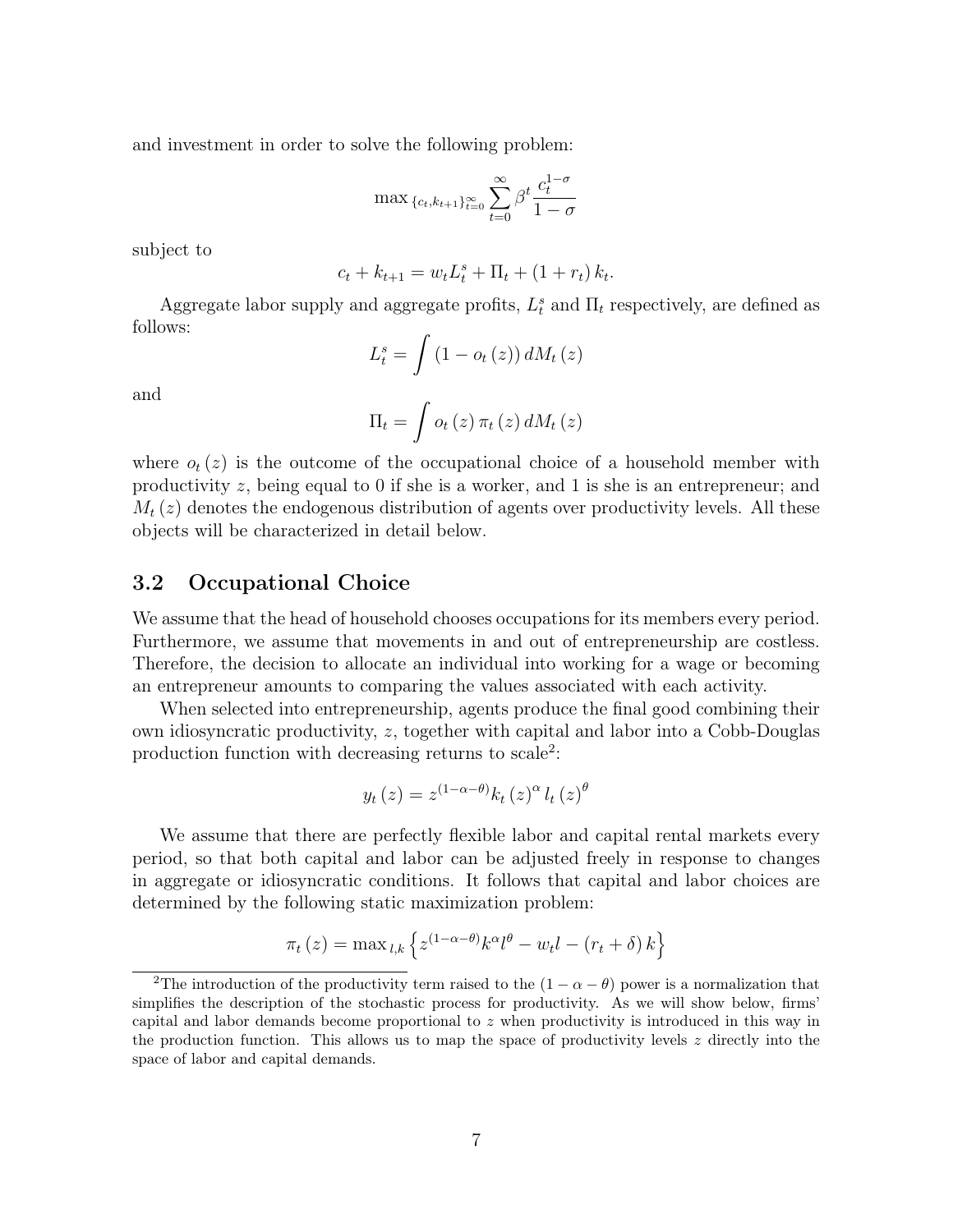and investment in order to solve the following problem:

$$\max_{\{c_t,k_{t+1}\}_{t=0}^{\infty}} \sum_{t=0}^{\infty} \beta^t \frac{c_t^{1-\sigma}}{1-\sigma}$$

subject to

$$c_t + k_{t+1} = w_t L_t^s + \Pi_t + (1 + r_t) k_t.$$

Aggregate labor supply and aggregate profits, $L_t^s$ and $\Pi_t$ respectively, are defined as follows:

$$L_t^s = \int (1 - o_t(z)) \, dM_t(z)$$

and

$$\Pi_t = \int o_t(z) \, \pi_t(z) \, dM_t(z)$$

where $o_t(z)$ is the outcome of the occupational choice of a household member with productivity $z$, being equal to 0 if she is a worker, and 1 is she is an entrepreneur; and $M_t(z)$ denotes the endogenous distribution of agents over productivity levels. All these objects will be characterized in detail below.

## 3.2 Occupational Choice

We assume that the head of household chooses occupations for its members every period. Furthermore, we assume that movements in and out of entrepreneurship are costless. Therefore, the decision to allocate an individual into working for a wage or becoming an entrepreneur amounts to comparing the values associated with each activity.

When selected into entrepreneurship, agents produce the final good combining their own idiosyncratic productivity, $z$, together with capital and labor into a Cobb-Douglas production function with decreasing returns to scale[2]:

$$y_t(z) = z^{(1-\alpha-\theta)} k_t(z)^{\alpha} \, l_t(z)^{\theta}$$

We assume that there are perfectly flexible labor and capital rental markets every period, so that both capital and labor can be adjusted freely in response to changes in aggregate or idiosyncratic conditions. It follows that capital and labor choices are determined by the following static maximization problem:

$$\pi_t(z) = \max_{l,k} \left\{ z^{(1-\alpha-\theta)} k^{\alpha} l^{\theta} - w_t l - (r_t + \delta) k \right\}$$

[2] The introduction of the productivity term raised to the $(1 - \alpha - \theta)$ power is a normalization that simplifies the description of the stochastic process for productivity. As we will show below, firms' capital and labor demands become proportional to $z$ when productivity is introduced in this way in the production function. This allows us to map the space of productivity levels $z$ directly into the space of labor and capital demands.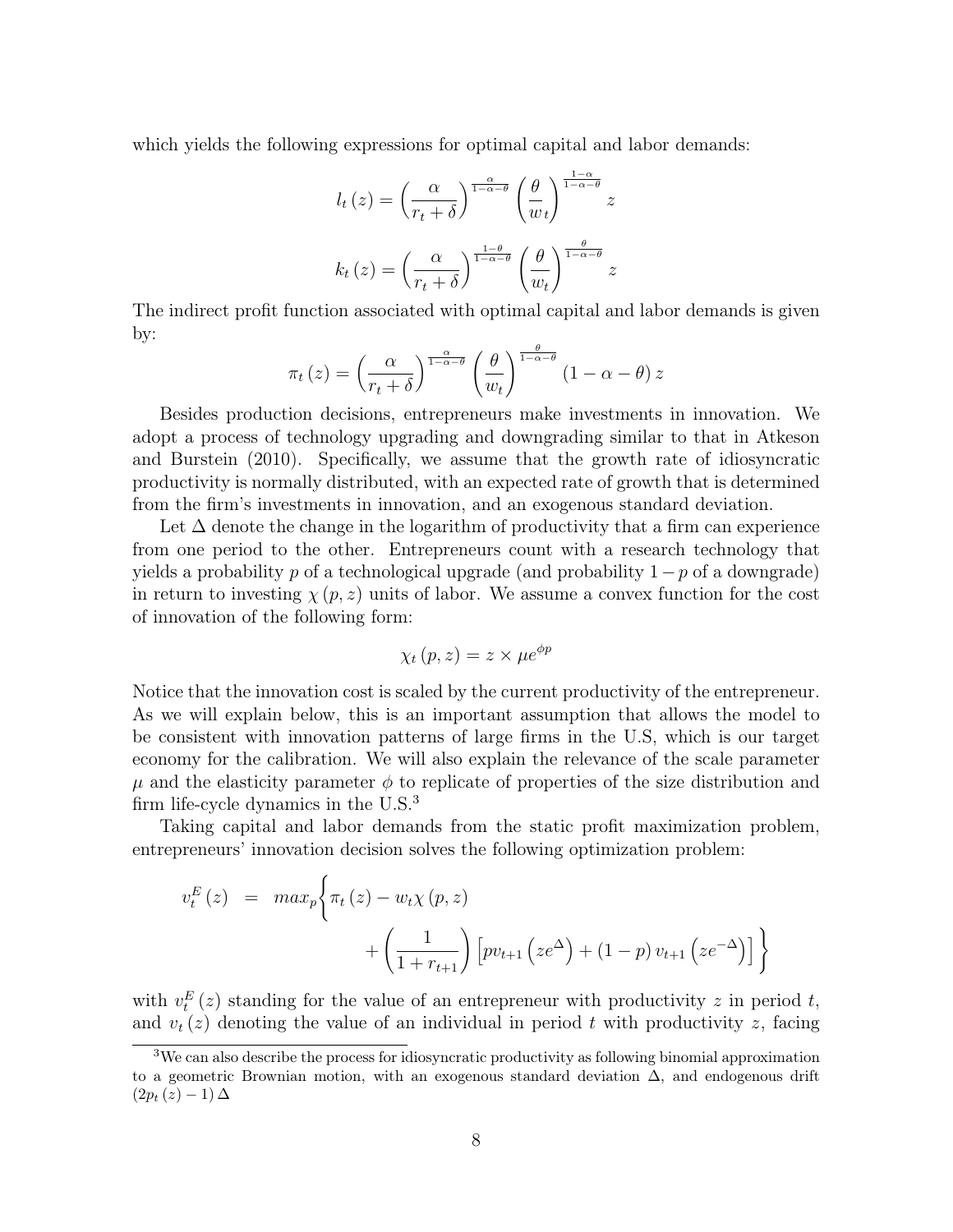which yields the following expressions for optimal capital and labor demands:

$$l_t(z) = \left(\frac{\alpha}{r_t + \delta}\right)^{\frac{\alpha}{1-\alpha-\theta}} \left(\frac{\theta}{w_t}\right)^{\frac{1-\alpha}{1-\alpha-\theta}} z$$

$$k_t(z) = \left(\frac{\alpha}{r_t + \delta}\right)^{\frac{1-\theta}{1-\alpha-\theta}} \left(\frac{\theta}{w_t}\right)^{\frac{\theta}{1-\alpha-\theta}} z$$

The indirect profit function associated with optimal capital and labor demands is given by:

$$\pi_t(z) = \left(\frac{\alpha}{r_t + \delta}\right)^{\frac{\alpha}{1-\alpha-\theta}} \left(\frac{\theta}{w_t}\right)^{\frac{\theta}{1-\alpha-\theta}} (1 - \alpha - \theta) z$$

Besides production decisions, entrepreneurs make investments in innovation. We adopt a process of technology upgrading and downgrading similar to that in Atkeson and Burstein (2010). Specifically, we assume that the growth rate of idiosyncratic productivity is normally distributed, with an expected rate of growth that is determined from the firm's investments in innovation, and an exogenous standard deviation.

Let $\Delta$ denote the change in the logarithm of productivity that a firm can experience from one period to the other. Entrepreneurs count with a research technology that yields a probability $p$ of a technological upgrade (and probability $1-p$ of a downgrade) in return to investing $\chi(p, z)$ units of labor. We assume a convex function for the cost of innovation of the following form:

$$\chi_t(p, z) = z \times \mu e^{\phi p}$$

Notice that the innovation cost is scaled by the current productivity of the entrepreneur. As we will explain below, this is an important assumption that allows the model to be consistent with innovation patterns of large firms in the U.S, which is our target economy for the calibration. We will also explain the relevance of the scale parameter $\mu$ and the elasticity parameter $\phi$ to replicate of properties of the size distribution and firm life-cycle dynamics in the U.S.[3]

Taking capital and labor demands from the static profit maximization problem, entrepreneurs' innovation decision solves the following optimization problem:

$$v_t^E(z) = max_p \Bigg\{ \pi_t(z) - w_t \chi(p, z) + \left(\frac{1}{1 + r_{t+1}}\right) \left[ p v_{t+1}\left(z e^{\Delta}\right) + (1-p) v_{t+1}\left(z e^{-\Delta}\right) \right] \Bigg\}$$

with $v_t^E(z)$ standing for the value of an entrepreneur with productivity $z$ in period $t$, and $v_t(z)$ denoting the value of an individual in period $t$ with productivity $z$, facing

[3] We can also describe the process for idiosyncratic productivity as following binomial approximation to a geometric Brownian motion, with an exogenous standard deviation $\Delta$, and endogenous drift $(2p_t(z) - 1)\Delta$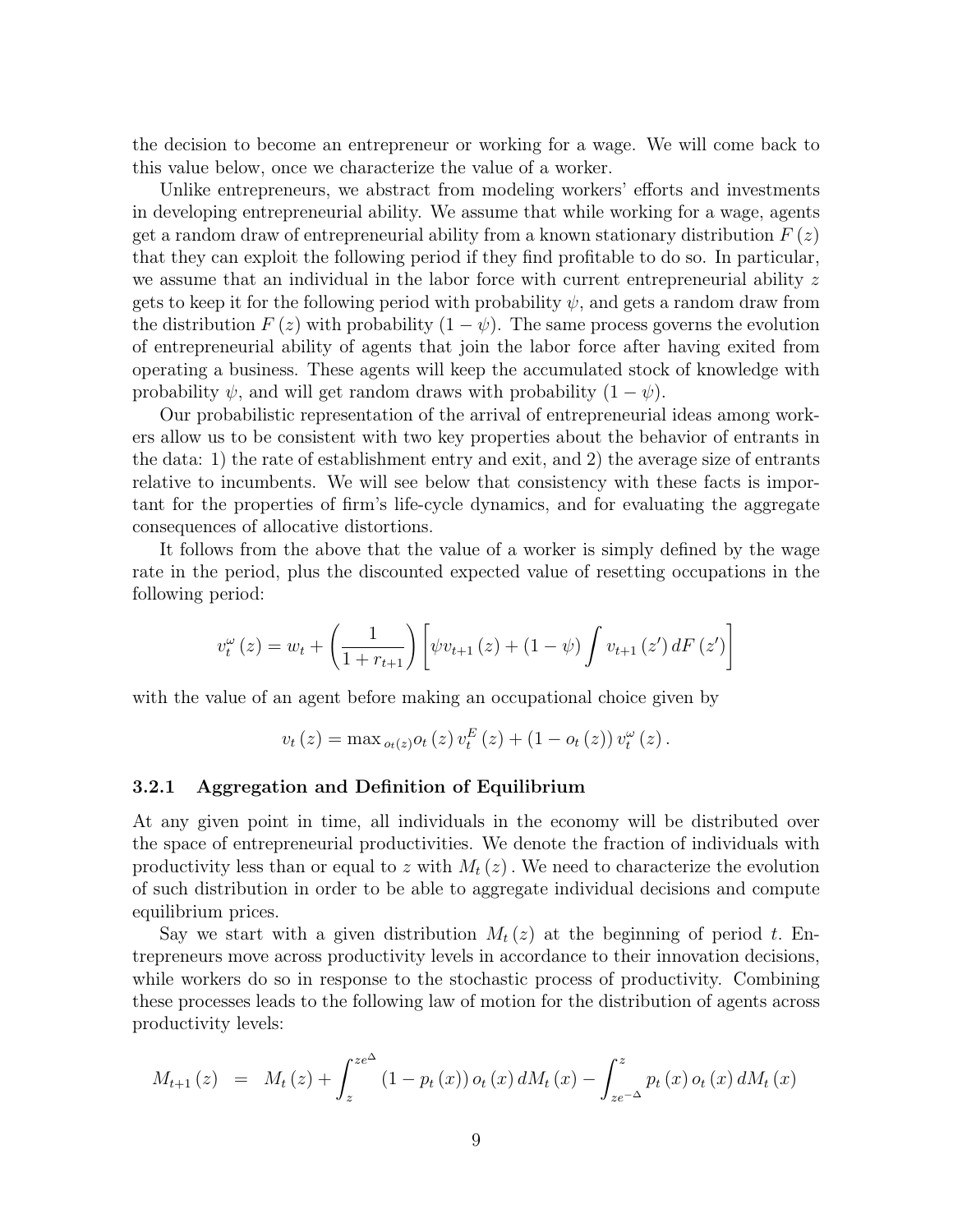the decision to become an entrepreneur or working for a wage. We will come back to this value below, once we characterize the value of a worker.

Unlike entrepreneurs, we abstract from modeling workers' efforts and investments in developing entrepreneurial ability. We assume that while working for a wage, agents get a random draw of entrepreneurial ability from a known stationary distribution $F(z)$ that they can exploit the following period if they find profitable to do so. In particular, we assume that an individual in the labor force with current entrepreneurial ability $z$ gets to keep it for the following period with probability $\psi$, and gets a random draw from the distribution $F(z)$ with probability $(1-\psi)$. The same process governs the evolution of entrepreneurial ability of agents that join the labor force after having exited from operating a business. These agents will keep the accumulated stock of knowledge with probability $\psi$, and will get random draws with probability $(1-\psi)$.

Our probabilistic representation of the arrival of entrepreneurial ideas among workers allow us to be consistent with two key properties about the behavior of entrants in the data: 1) the rate of establishment entry and exit, and 2) the average size of entrants relative to incumbents. We will see below that consistency with these facts is important for the properties of firm's life-cycle dynamics, and for evaluating the aggregate consequences of allocative distortions.

It follows from the above that the value of a worker is simply defined by the wage rate in the period, plus the discounted expected value of resetting occupations in the following period:

$$v_t^{\omega}(z) = w_t + \left(\frac{1}{1+r_{t+1}}\right)\left[\psi v_{t+1}(z) + (1-\psi)\int v_{t+1}(z')\, dF(z')\right]$$

with the value of an agent before making an occupational choice given by

$$v_t(z) = \max{}_{o_t(z)} o_t(z)\, v_t^E(z) + (1 - o_t(z))\, v_t^{\omega}(z).$$

### 3.2.1 Aggregation and Definition of Equilibrium

At any given point in time, all individuals in the economy will be distributed over the space of entrepreneurial productivities. We denote the fraction of individuals with productivity less than or equal to $z$ with $M_t(z)$. We need to characterize the evolution of such distribution in order to be able to aggregate individual decisions and compute equilibrium prices.

Say we start with a given distribution $M_t(z)$ at the beginning of period $t$. Entrepreneurs move across productivity levels in accordance to their innovation decisions, while workers do so in response to the stochastic process of productivity. Combining these processes leads to the following law of motion for the distribution of agents across productivity levels:

$$M_{t+1}(z) = M_t(z) + \int_z^{ze^{\Delta}} (1 - p_t(x))\, o_t(x)\, dM_t(x) - \int_{ze^{-\Delta}}^{z} p_t(x)\, o_t(x)\, dM_t(x)$$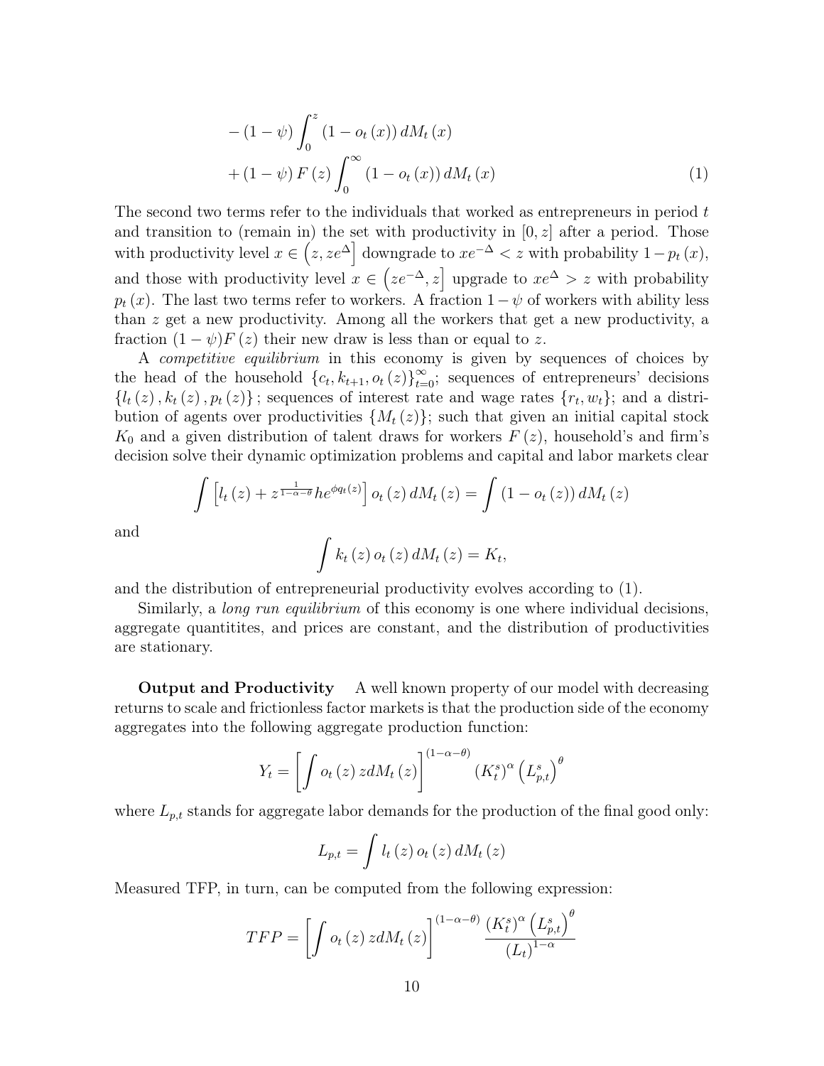$$
\begin{aligned}
&- (1-\psi) \int_0^z (1 - o_t(x))\, dM_t(x) \\
&+ (1-\psi) F(z) \int_0^\infty (1 - o_t(x))\, dM_t(x)
\end{aligned} \tag{1}
$$

The second two terms refer to the individuals that worked as entrepreneurs in period $t$ and transition to (remain in) the set with productivity in $[0, z]$ after a period. Those with productivity level $x \in \left(z, ze^{\Delta}\right]$ downgrade to $xe^{-\Delta} < z$ with probability $1 - p_t(x)$, and those with productivity level $x \in \left(ze^{-\Delta}, z\right]$ upgrade to $xe^{\Delta} > z$ with probability $p_t(x)$. The last two terms refer to workers. A fraction $1 - \psi$ of workers with ability less than $z$ get a new productivity. Among all the workers that get a new productivity, a fraction $(1-\psi)F(z)$ their new draw is less than or equal to $z$.

A *competitive equilibrium* in this economy is given by sequences of choices by the head of the household $\{c_t, k_{t+1}, o_t(z)\}_{t=0}^{\infty}$; sequences of entrepreneurs' decisions $\{l_t(z), k_t(z), p_t(z)\}$; sequences of interest rate and wage rates $\{r_t, w_t\}$; and a distribution of agents over productivities $\{M_t(z)\}$; such that given an initial capital stock $K_0$ and a given distribution of talent draws for workers $F(z)$, household's and firm's decision solve their dynamic optimization problems and capital and labor markets clear

$$
\int \left[l_t(z) + z^{\frac{1}{1-\alpha-\theta}} h e^{\phi q_t(z)}\right] o_t(z)\, dM_t(z) = \int (1 - o_t(z))\, dM_t(z)
$$

and

$$
\int k_t(z)\, o_t(z)\, dM_t(z) = K_t,
$$

and the distribution of entrepreneurial productivity evolves according to (1).

Similarly, a *long run equilibrium* of this economy is one where individual decisions, aggregate quantitites, and prices are constant, and the distribution of productivities are stationary.

**Output and Productivity** A well known property of our model with decreasing returns to scale and frictionless factor markets is that the production side of the economy aggregates into the following aggregate production function:

$$
Y_t = \left[\int o_t(z)\, z dM_t(z)\right]^{(1-\alpha-\theta)} (K_t^s)^{\alpha} \left(L_{p,t}^s\right)^{\theta}
$$

where $L_{p,t}$ stands for aggregate labor demands for the production of the final good only:

$$
L_{p,t} = \int l_t(z)\, o_t(z)\, dM_t(z)
$$

Measured TFP, in turn, can be computed from the following expression:

$$
TFP = \left[\int o_t(z)\, z dM_t(z)\right]^{(1-\alpha-\theta)} \frac{(K_t^s)^{\alpha} \left(L_{p,t}^s\right)^{\theta}}{(L_t)^{1-\alpha}}
$$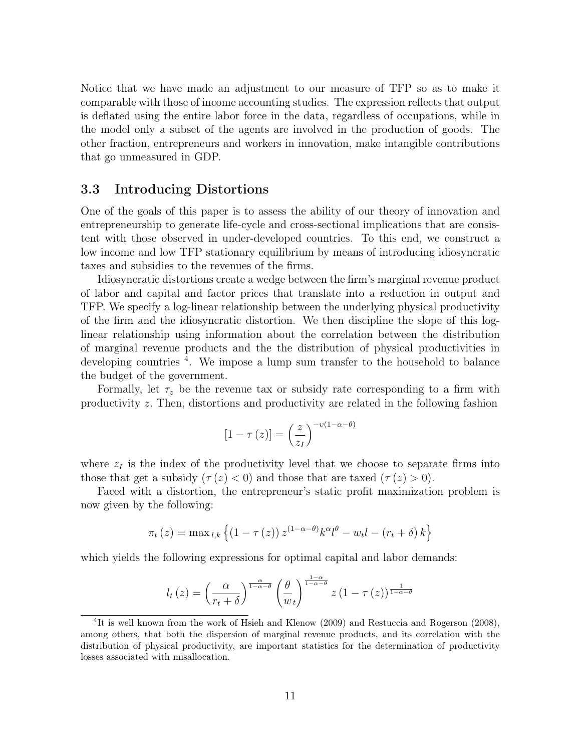Notice that we have made an adjustment to our measure of TFP so as to make it comparable with those of income accounting studies. The expression reflects that output is deflated using the entire labor force in the data, regardless of occupations, while in the model only a subset of the agents are involved in the production of goods. The other fraction, entrepreneurs and workers in innovation, make intangible contributions that go unmeasured in GDP.

### 3.3 Introducing Distortions

One of the goals of this paper is to assess the ability of our theory of innovation and entrepreneurship to generate life-cycle and cross-sectional implications that are consistent with those observed in under-developed countries. To this end, we construct a low income and low TFP stationary equilibrium by means of introducing idiosyncratic taxes and subsidies to the revenues of the firms.

Idiosyncratic distortions create a wedge between the firm's marginal revenue product of labor and capital and factor prices that translate into a reduction in output and TFP. We specify a log-linear relationship between the underlying physical productivity of the firm and the idiosyncratic distortion. We then discipline the slope of this log-linear relationship using information about the correlation between the distribution of marginal revenue products and the the distribution of physical productivities in developing countries [4]. We impose a lump sum transfer to the household to balance the budget of the government.

Formally, let $\tau_z$ be the revenue tax or subsidy rate corresponding to a firm with productivity $z$. Then, distortions and productivity are related in the following fashion

$$[1 - \tau(z)] = \left(\frac{z}{z_I}\right)^{-\upsilon(1-\alpha-\theta)}$$

where $z_I$ is the index of the productivity level that we choose to separate firms into those that get a subsidy ($\tau(z) < 0$) and those that are taxed ($\tau(z) > 0$).

Faced with a distortion, the entrepreneur's static profit maximization problem is now given by the following:

$$\pi_t(z) = \max{}_{l,k} \left\{ (1 - \tau(z)) z^{(1-\alpha-\theta)} k^\alpha l^\theta - w_t l - (r_t + \delta) k \right\}$$

which yields the following expressions for optimal capital and labor demands:

$$l_t(z) = \left(\frac{\alpha}{r_t + \delta}\right)^{\frac{\alpha}{1-\alpha-\theta}} \left(\frac{\theta}{w_t}\right)^{\frac{1-\alpha}{1-\alpha-\theta}} z \left(1 - \tau(z)\right)^{\frac{1}{1-\alpha-\theta}}$$

[4] It is well known from the work of Hsieh and Klenow (2009) and Restuccia and Rogerson (2008), among others, that both the dispersion of marginal revenue products, and its correlation with the distribution of physical productivity, are important statistics for the determination of productivity losses associated with misallocation.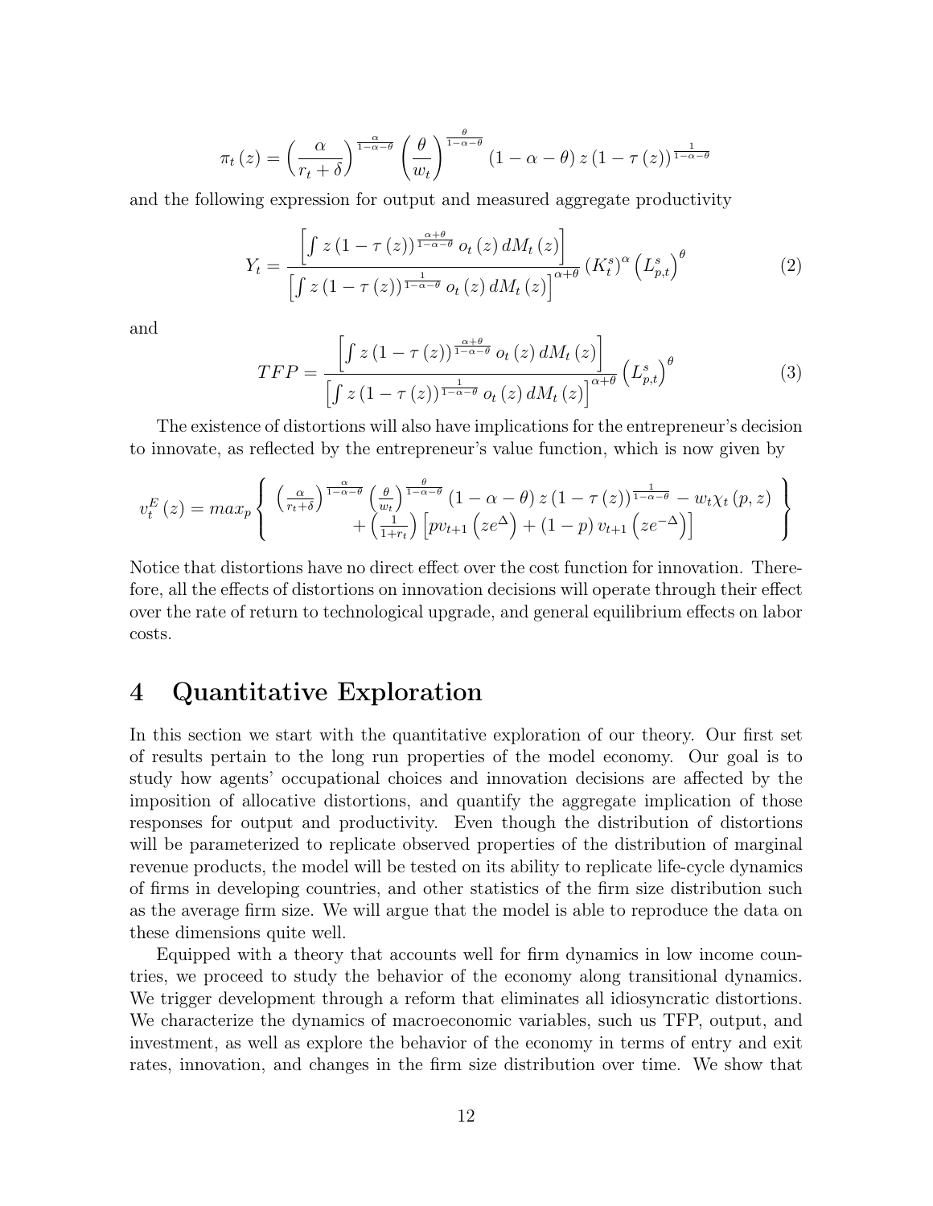$$\pi_t(z) = \left(\frac{\alpha}{r_t+\delta}\right)^{\frac{\alpha}{1-\alpha-\theta}} \left(\frac{\theta}{w_t}\right)^{\frac{\theta}{1-\alpha-\theta}} (1-\alpha-\theta)\, z\, (1-\tau(z))^{\frac{1}{1-\alpha-\theta}}$$

and the following expression for output and measured aggregate productivity

$$Y_t = \frac{\left[\int z\,(1-\tau(z))^{\frac{\alpha+\theta}{1-\alpha-\theta}}\, o_t(z)\, dM_t(z)\right]}{\left[\int z\,(1-\tau(z))^{\frac{1}{1-\alpha-\theta}}\, o_t(z)\, dM_t(z)\right]^{\alpha+\theta}} \left(K_t^s\right)^{\alpha} \left(L_{p,t}^s\right)^{\theta} \tag{2}$$

and

$$TFP = \frac{\left[\int z\,(1-\tau(z))^{\frac{\alpha+\theta}{1-\alpha-\theta}}\, o_t(z)\, dM_t(z)\right]}{\left[\int z\,(1-\tau(z))^{\frac{1}{1-\alpha-\theta}}\, o_t(z)\, dM_t(z)\right]^{\alpha+\theta}} \left(L_{p,t}^s\right)^{\theta} \tag{3}$$

The existence of distortions will also have implications for the entrepreneur's decision to innovate, as reflected by the entrepreneur's value function, which is now given by

$$v_t^E(z) = max_p \left\{ \begin{array}{c} \left(\frac{\alpha}{r_t+\delta}\right)^{\frac{\alpha}{1-\alpha-\theta}} \left(\frac{\theta}{w_t}\right)^{\frac{\theta}{1-\alpha-\theta}} (1-\alpha-\theta)\, z\, (1-\tau(z))^{\frac{1}{1-\alpha-\theta}} - w_t \chi_t(p,z) \\ + \left(\frac{1}{1+r_t}\right) \left[p v_{t+1}\left(ze^{\Delta}\right) + (1-p)\, v_{t+1}\left(ze^{-\Delta}\right)\right] \end{array} \right\}$$

Notice that distortions have no direct effect over the cost function for innovation. Therefore, all the effects of distortions on innovation decisions will operate through their effect over the rate of return to technological upgrade, and general equilibrium effects on labor costs.

# 4 Quantitative Exploration

In this section we start with the quantitative exploration of our theory. Our first set of results pertain to the long run properties of the model economy. Our goal is to study how agents' occupational choices and innovation decisions are affected by the imposition of allocative distortions, and quantify the aggregate implication of those responses for output and productivity. Even though the distribution of distortions will be parameterized to replicate observed properties of the distribution of marginal revenue products, the model will be tested on its ability to replicate life-cycle dynamics of firms in developing countries, and other statistics of the firm size distribution such as the average firm size. We will argue that the model is able to reproduce the data on these dimensions quite well.

Equipped with a theory that accounts well for firm dynamics in low income countries, we proceed to study the behavior of the economy along transitional dynamics. We trigger development through a reform that eliminates all idiosyncratic distortions. We characterize the dynamics of macroeconomic variables, such us TFP, output, and investment, as well as explore the behavior of the economy in terms of entry and exit rates, innovation, and changes in the firm size distribution over time. We show that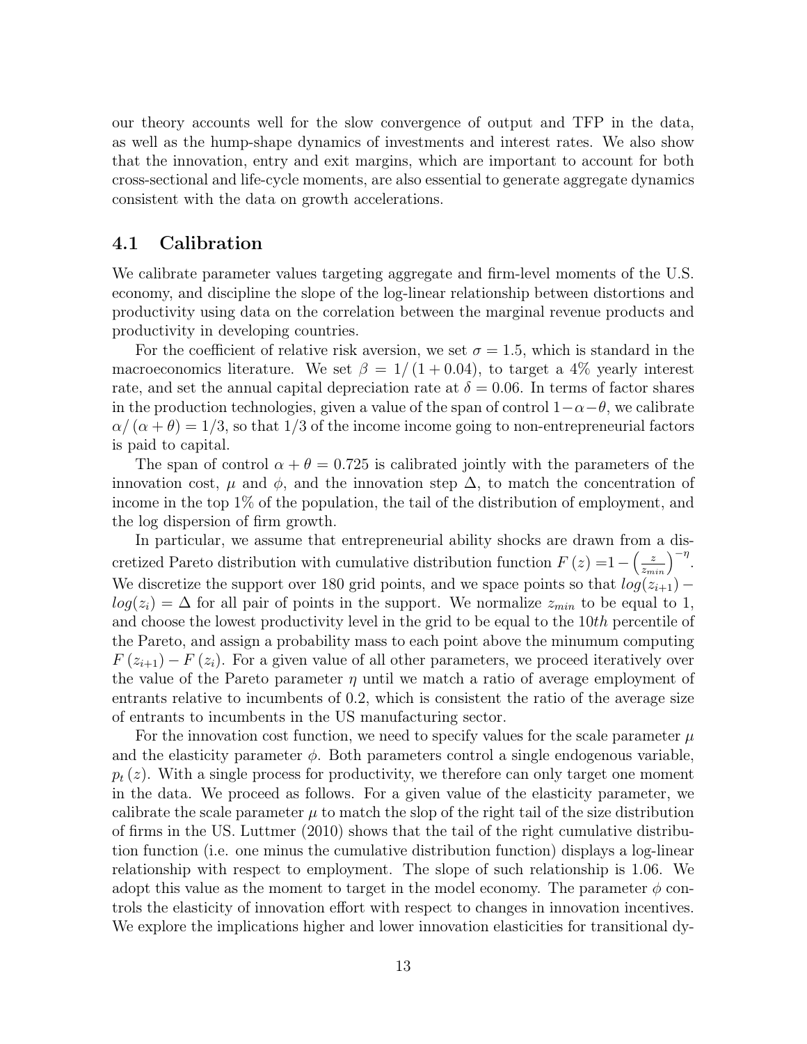our theory accounts well for the slow convergence of output and TFP in the data, as well as the hump-shape dynamics of investments and interest rates. We also show that the innovation, entry and exit margins, which are important to account for both cross-sectional and life-cycle moments, are also essential to generate aggregate dynamics consistent with the data on growth accelerations.

## 4.1 Calibration

We calibrate parameter values targeting aggregate and firm-level moments of the U.S. economy, and discipline the slope of the log-linear relationship between distortions and productivity using data on the correlation between the marginal revenue products and productivity in developing countries.

For the coefficient of relative risk aversion, we set $\sigma = 1.5$, which is standard in the macroeconomics literature. We set $\beta = 1/(1 + 0.04)$, to target a 4% yearly interest rate, and set the annual capital depreciation rate at $\delta = 0.06$. In terms of factor shares in the production technologies, given a value of the span of control $1-\alpha-\theta$, we calibrate $\alpha/(\alpha+\theta) = 1/3$, so that 1/3 of the income income going to non-entrepreneurial factors is paid to capital.

The span of control $\alpha + \theta = 0.725$ is calibrated jointly with the parameters of the innovation cost, $\mu$ and $\phi$, and the innovation step $\Delta$, to match the concentration of income in the top 1% of the population, the tail of the distribution of employment, and the log dispersion of firm growth.

In particular, we assume that entrepreneurial ability shocks are drawn from a discretized Pareto distribution with cumulative distribution function $F(z) = 1 - \left(\frac{z}{z_{min}}\right)^{-\eta}$. We discretize the support over 180 grid points, and we space points so that $log(z_{i+1}) - log(z_i) = \Delta$ for all pair of points in the support. We normalize $z_{min}$ to be equal to 1, and choose the lowest productivity level in the grid to be equal to the $10th$ percentile of the Pareto, and assign a probability mass to each point above the minumum computing $F(z_{i+1}) - F(z_i)$. For a given value of all other parameters, we proceed iteratively over the value of the Pareto parameter $\eta$ until we match a ratio of average employment of entrants relative to incumbents of 0.2, which is consistent the ratio of the average size of entrants to incumbents in the US manufacturing sector.

For the innovation cost function, we need to specify values for the scale parameter $\mu$ and the elasticity parameter $\phi$. Both parameters control a single endogenous variable, $p_t(z)$. With a single process for productivity, we therefore can only target one moment in the data. We proceed as follows. For a given value of the elasticity parameter, we calibrate the scale parameter $\mu$ to match the slop of the right tail of the size distribution of firms in the US. Luttmer (2010) shows that the tail of the right cumulative distribution function (i.e. one minus the cumulative distribution function) displays a log-linear relationship with respect to employment. The slope of such relationship is 1.06. We adopt this value as the moment to target in the model economy. The parameter $\phi$ controls the elasticity of innovation effort with respect to changes in innovation incentives. We explore the implications higher and lower innovation elasticities for transitional dy-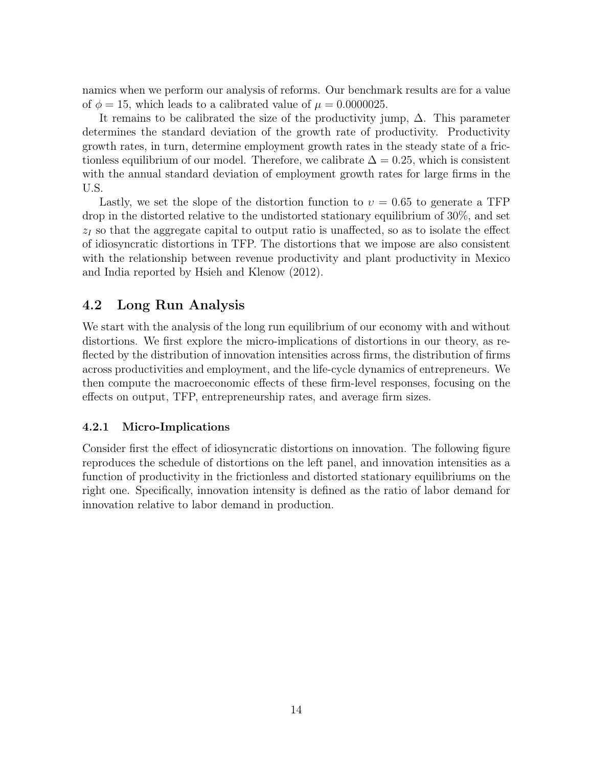namics when we perform our analysis of reforms. Our benchmark results are for a value of $\phi = 15$, which leads to a calibrated value of $\mu = 0.0000025$.

It remains to be calibrated the size of the productivity jump, $\Delta$. This parameter determines the standard deviation of the growth rate of productivity. Productivity growth rates, in turn, determine employment growth rates in the steady state of a frictionless equilibrium of our model. Therefore, we calibrate $\Delta = 0.25$, which is consistent with the annual standard deviation of employment growth rates for large firms in the U.S.

Lastly, we set the slope of the distortion function to $\upsilon = 0.65$ to generate a TFP drop in the distorted relative to the undistorted stationary equilibrium of 30%, and set $z_I$ so that the aggregate capital to output ratio is unaffected, so as to isolate the effect of idiosyncratic distortions in TFP. The distortions that we impose are also consistent with the relationship between revenue productivity and plant productivity in Mexico and India reported by Hsieh and Klenow (2012).

## 4.2 Long Run Analysis

We start with the analysis of the long run equilibrium of our economy with and without distortions. We first explore the micro-implications of distortions in our theory, as reflected by the distribution of innovation intensities across firms, the distribution of firms across productivities and employment, and the life-cycle dynamics of entrepreneurs. We then compute the macroeconomic effects of these firm-level responses, focusing on the effects on output, TFP, entrepreneurship rates, and average firm sizes.

### 4.2.1 Micro-Implications

Consider first the effect of idiosyncratic distortions on innovation. The following figure reproduces the schedule of distortions on the left panel, and innovation intensities as a function of productivity in the frictionless and distorted stationary equilibriums on the right one. Specifically, innovation intensity is defined as the ratio of labor demand for innovation relative to labor demand in production.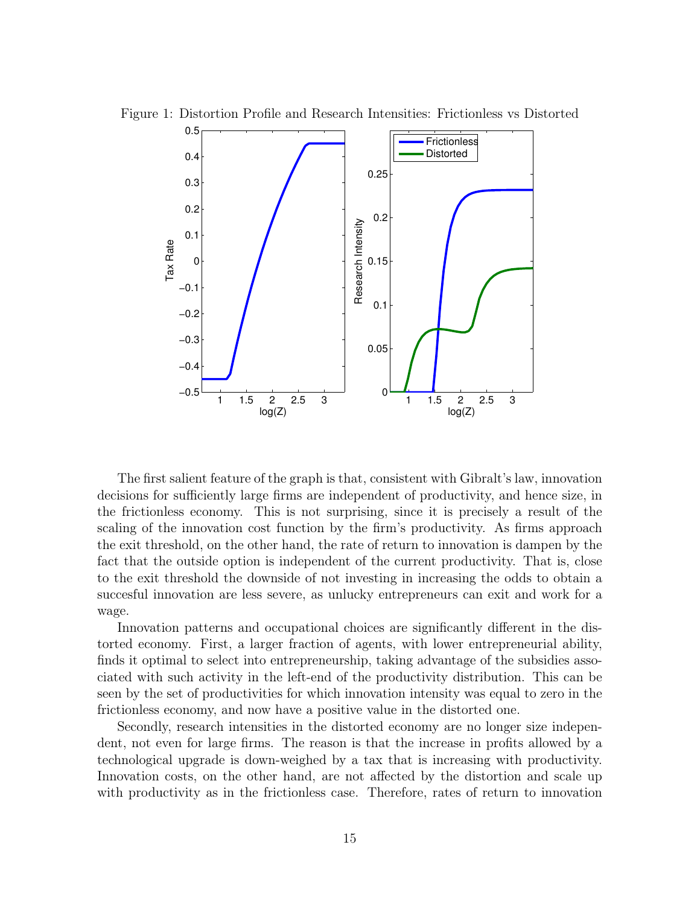Figure 1: Distortion Profile and Research Intensities: Frictionless vs Distorted

The first salient feature of the graph is that, consistent with Gibralt's law, innovation decisions for sufficiently large firms are independent of productivity, and hence size, in the frictionless economy. This is not surprising, since it is precisely a result of the scaling of the innovation cost function by the firm's productivity. As firms approach the exit threshold, on the other hand, the rate of return to innovation is dampen by the fact that the outside option is independent of the current productivity. That is, close to the exit threshold the downside of not investing in increasing the odds to obtain a succesful innovation are less severe, as unlucky entrepreneurs can exit and work for a wage.

Innovation patterns and occupational choices are significantly different in the distorted economy. First, a larger fraction of agents, with lower entrepreneurial ability, finds it optimal to select into entrepreneurship, taking advantage of the subsidies associated with such activity in the left-end of the productivity distribution. This can be seen by the set of productivities for which innovation intensity was equal to zero in the frictionless economy, and now have a positive value in the distorted one.

Secondly, research intensities in the distorted economy are no longer size independent, not even for large firms. The reason is that the increase in profits allowed by a technological upgrade is down-weighed by a tax that is increasing with productivity. Innovation costs, on the other hand, are not affected by the distortion and scale up with productivity as in the frictionless case. Therefore, rates of return to innovation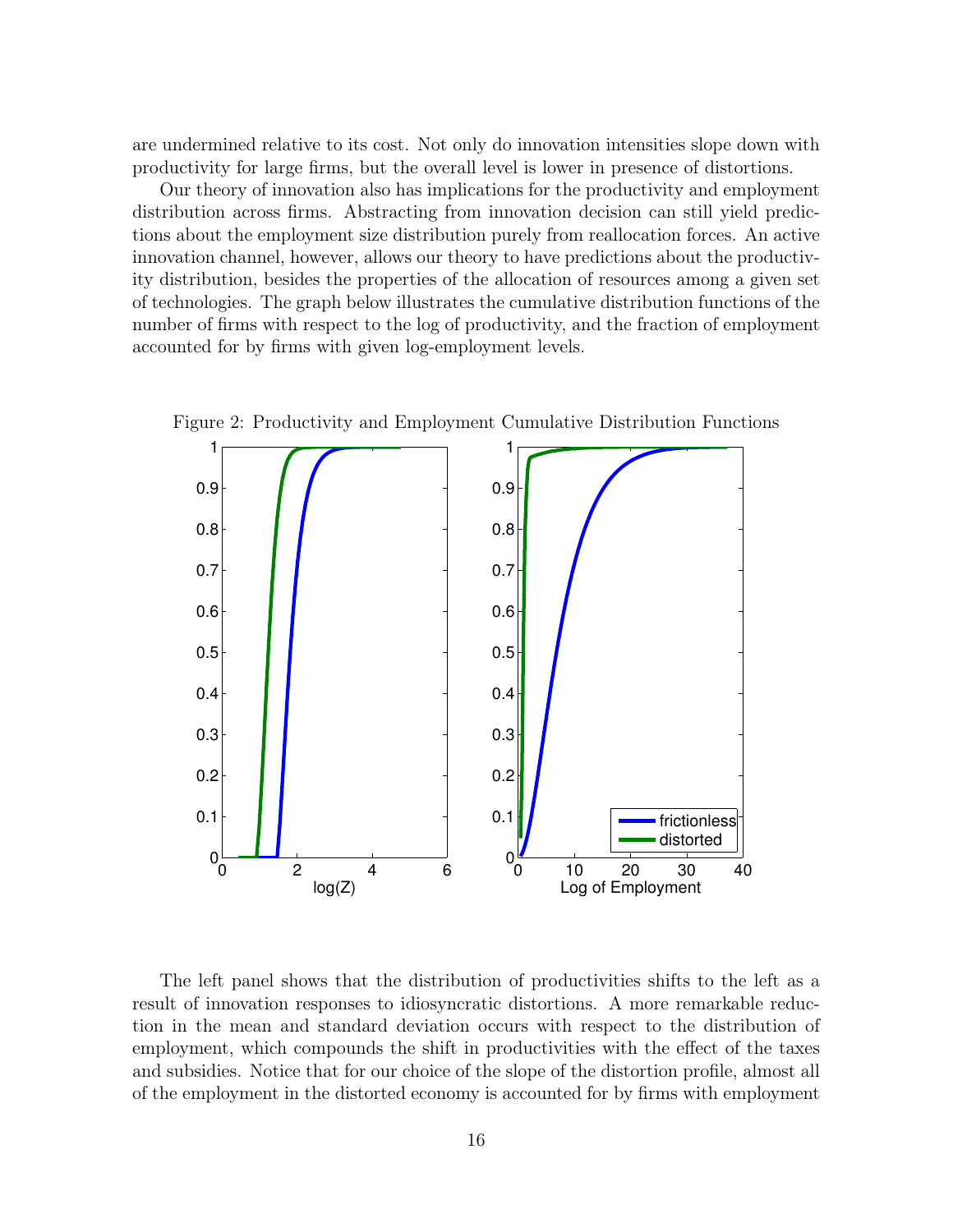are undermined relative to its cost. Not only do innovation intensities slope down with productivity for large firms, but the overall level is lower in presence of distortions.

Our theory of innovation also has implications for the productivity and employment distribution across firms. Abstracting from innovation decision can still yield predictions about the employment size distribution purely from reallocation forces. An active innovation channel, however, allows our theory to have predictions about the productivity distribution, besides the properties of the allocation of resources among a given set of technologies. The graph below illustrates the cumulative distribution functions of the number of firms with respect to the log of productivity, and the fraction of employment accounted for by firms with given log-employment levels.

Figure 2: Productivity and Employment Cumulative Distribution Functions

The left panel shows that the distribution of productivities shifts to the left as a result of innovation responses to idiosyncratic distortions. A more remarkable reduction in the mean and standard deviation occurs with respect to the distribution of employment, which compounds the shift in productivities with the effect of the taxes and subsidies. Notice that for our choice of the slope of the distortion profile, almost all of the employment in the distorted economy is accounted for by firms with employment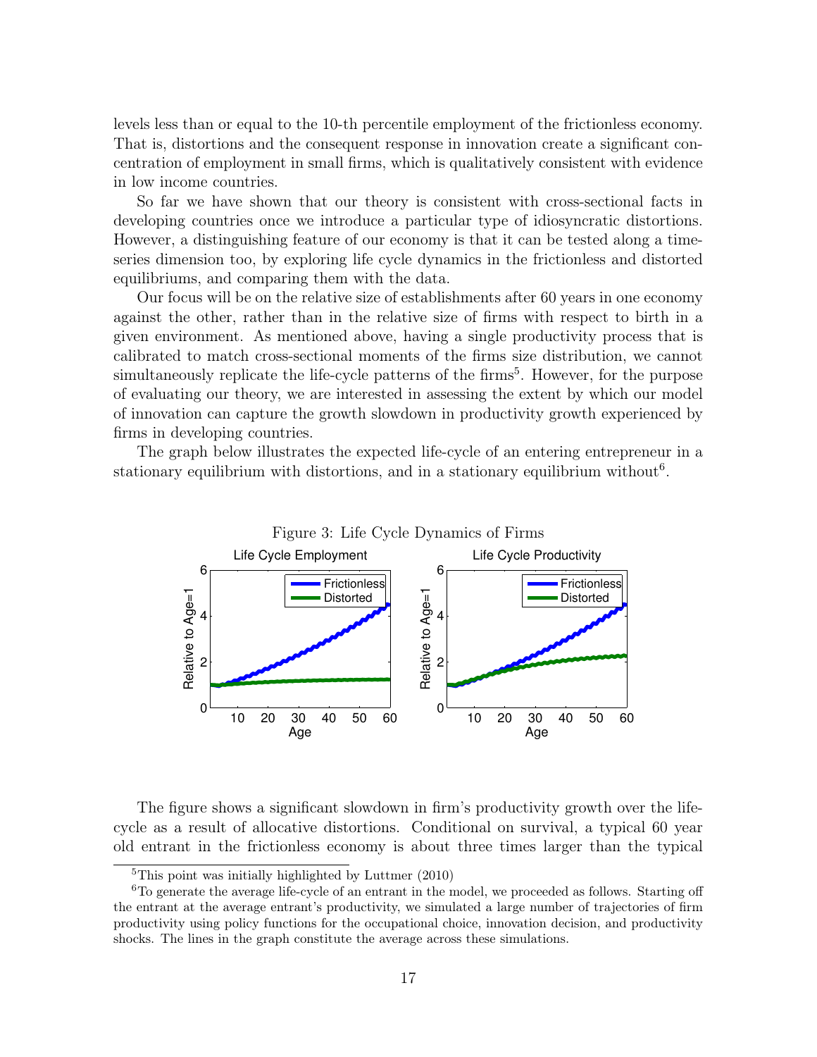levels less than or equal to the 10-th percentile employment of the frictionless economy. That is, distortions and the consequent response in innovation create a significant concentration of employment in small firms, which is qualitatively consistent with evidence in low income countries.

So far we have shown that our theory is consistent with cross-sectional facts in developing countries once we introduce a particular type of idiosyncratic distortions. However, a distinguishing feature of our economy is that it can be tested along a time-series dimension too, by exploring life cycle dynamics in the frictionless and distorted equilibriums, and comparing them with the data.

Our focus will be on the relative size of establishments after 60 years in one economy against the other, rather than in the relative size of firms with respect to birth in a given environment. As mentioned above, having a single productivity process that is calibrated to match cross-sectional moments of the firms size distribution, we cannot simultaneously replicate the life-cycle patterns of the firms[5]. However, for the purpose of evaluating our theory, we are interested in assessing the extent by which our model of innovation can capture the growth slowdown in productivity growth experienced by firms in developing countries.

The graph below illustrates the expected life-cycle of an entering entrepreneur in a stationary equilibrium with distortions, and in a stationary equilibrium without[6].

Figure 3: Life Cycle Dynamics of Firms

The figure shows a significant slowdown in firm's productivity growth over the life-cycle as a result of allocative distortions. Conditional on survival, a typical 60 year old entrant in the frictionless economy is about three times larger than the typical

---

[5] This point was initially highlighted by Luttmer (2010)

[6] To generate the average life-cycle of an entrant in the model, we proceeded as follows. Starting off the entrant at the average entrant's productivity, we simulated a large number of trajectories of firm productivity using policy functions for the occupational choice, innovation decision, and productivity shocks. The lines in the graph constitute the average across these simulations.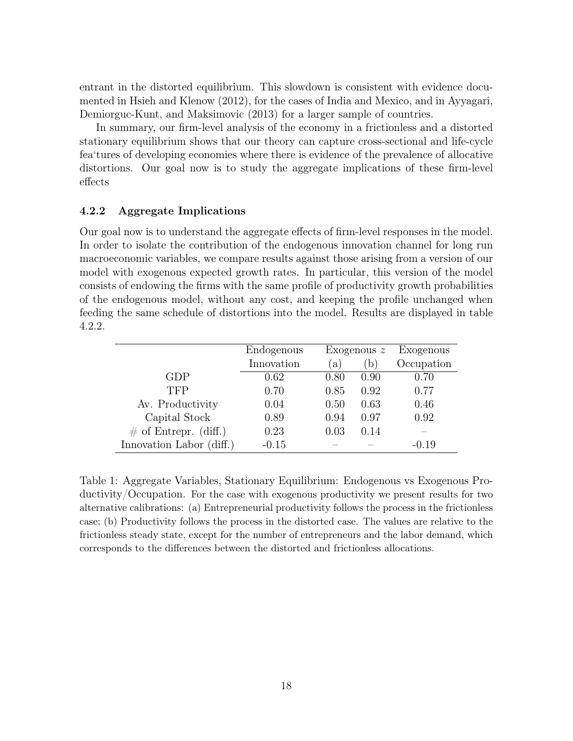entrant in the distorted equilibrium. This slowdown is consistent with evidence documented in Hsieh and Klenow (2012), for the cases of India and Mexico, and in Ayyagari, Demiorguc-Kunt, and Maksimovic (2013) for a larger sample of countries.

In summary, our firm-level analysis of the economy in a frictionless and a distorted stationary equilibrium shows that our theory can capture cross-sectional and life-cycle fea'tures of developing economies where there is evidence of the prevalence of allocative distortions. Our goal now is to study the aggregate implications of these firm-level effects

### 4.2.2 Aggregate Implications

Our goal now is to understand the aggregate effects of firm-level responses in the model. In order to isolate the contribution of the endogenous innovation channel for long run macroeconomic variables, we compare results against those arising from a version of our model with exogenous expected growth rates. In particular, this version of the model consists of endowing the firms with the same profile of productivity growth probabilities of the endogenous model, without any cost, and keeping the profile unchanged when feeding the same schedule of distortions into the model. Results are displayed in table 4.2.2.

| | Endogenous Innovation | Exogenous $z$ (a) | Exogenous $z$ (b) | Exogenous Occupation |
|---|---|---|---|---|
| GDP | 0.62 | 0.80 | 0.90 | 0.70 |
| TFP | 0.70 | 0.85 | 0.92 | 0.77 |
| Av. Productivity | 0.04 | 0.50 | 0.63 | 0.46 |
| Capital Stock | 0.89 | 0.94 | 0.97 | 0.92 |
| # of Entrepr. (diff.) | 0.23 | 0.03 | 0.14 | – |
| Innovation Labor (diff.) | -0.15 | – | – | -0.19 |

Table 1: Aggregate Variables, Stationary Equilibrium: Endogenous vs Exogenous Productivity/Occupation. For the case with exogenous productivity we present results for two alternative calibrations: (a) Entrepreneurial productivity follows the process in the frictionless case; (b) Productivity follows the process in the distorted case. The values are relative to the frictionless steady state, except for the number of entrepreneurs and the labor demand, which corresponds to the differences between the distorted and frictionless allocations.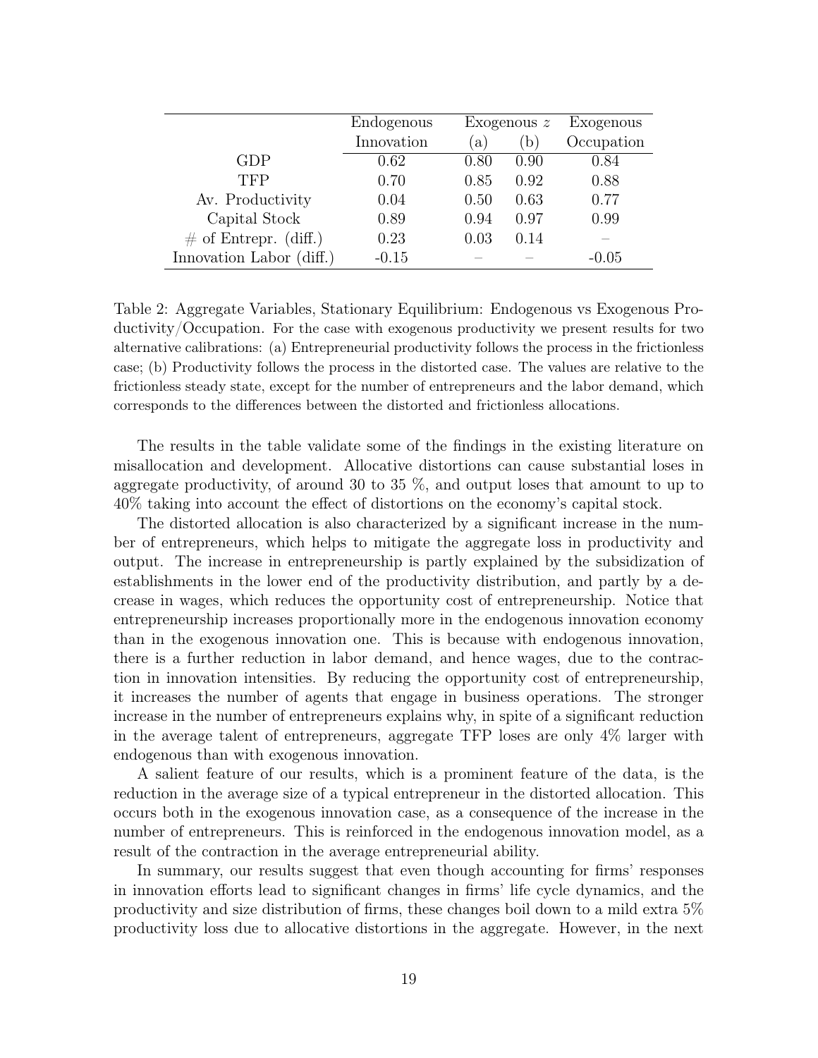| | Endogenous | Exogenous $z$ | | Exogenous |
|---|---|---|---|---|
| | Innovation | (a) | (b) | Occupation |
| GDP | 0.62 | 0.80 | 0.90 | 0.84 |
| TFP | 0.70 | 0.85 | 0.92 | 0.88 |
| Av. Productivity | 0.04 | 0.50 | 0.63 | 0.77 |
| Capital Stock | 0.89 | 0.94 | 0.97 | 0.99 |
| # of Entrepr. (diff.) | 0.23 | 0.03 | 0.14 | – |
| Innovation Labor (diff.) | -0.15 | – | – | -0.05 |

Table 2: Aggregate Variables, Stationary Equilibrium: Endogenous vs Exogenous Productivity/Occupation. For the case with exogenous productivity we present results for two alternative calibrations: (a) Entrepreneurial productivity follows the process in the frictionless case; (b) Productivity follows the process in the distorted case. The values are relative to the frictionless steady state, except for the number of entrepreneurs and the labor demand, which corresponds to the differences between the distorted and frictionless allocations.

The results in the table validate some of the findings in the existing literature on misallocation and development. Allocative distortions can cause substantial loses in aggregate productivity, of around 30 to 35 %, and output loses that amount to up to 40% taking into account the effect of distortions on the economy's capital stock.

The distorted allocation is also characterized by a significant increase in the number of entrepreneurs, which helps to mitigate the aggregate loss in productivity and output. The increase in entrepreneurship is partly explained by the subsidization of establishments in the lower end of the productivity distribution, and partly by a decrease in wages, which reduces the opportunity cost of entrepreneurship. Notice that entrepreneurship increases proportionally more in the endogenous innovation economy than in the exogenous innovation one. This is because with endogenous innovation, there is a further reduction in labor demand, and hence wages, due to the contraction in innovation intensities. By reducing the opportunity cost of entrepreneurship, it increases the number of agents that engage in business operations. The stronger increase in the number of entrepreneurs explains why, in spite of a significant reduction in the average talent of entrepreneurs, aggregate TFP loses are only 4% larger with endogenous than with exogenous innovation.

A salient feature of our results, which is a prominent feature of the data, is the reduction in the average size of a typical entrepreneur in the distorted allocation. This occurs both in the exogenous innovation case, as a consequence of the increase in the number of entrepreneurs. This is reinforced in the endogenous innovation model, as a result of the contraction in the average entrepreneurial ability.

In summary, our results suggest that even though accounting for firms' responses in innovation efforts lead to significant changes in firms' life cycle dynamics, and the productivity and size distribution of firms, these changes boil down to a mild extra 5% productivity loss due to allocative distortions in the aggregate. However, in the next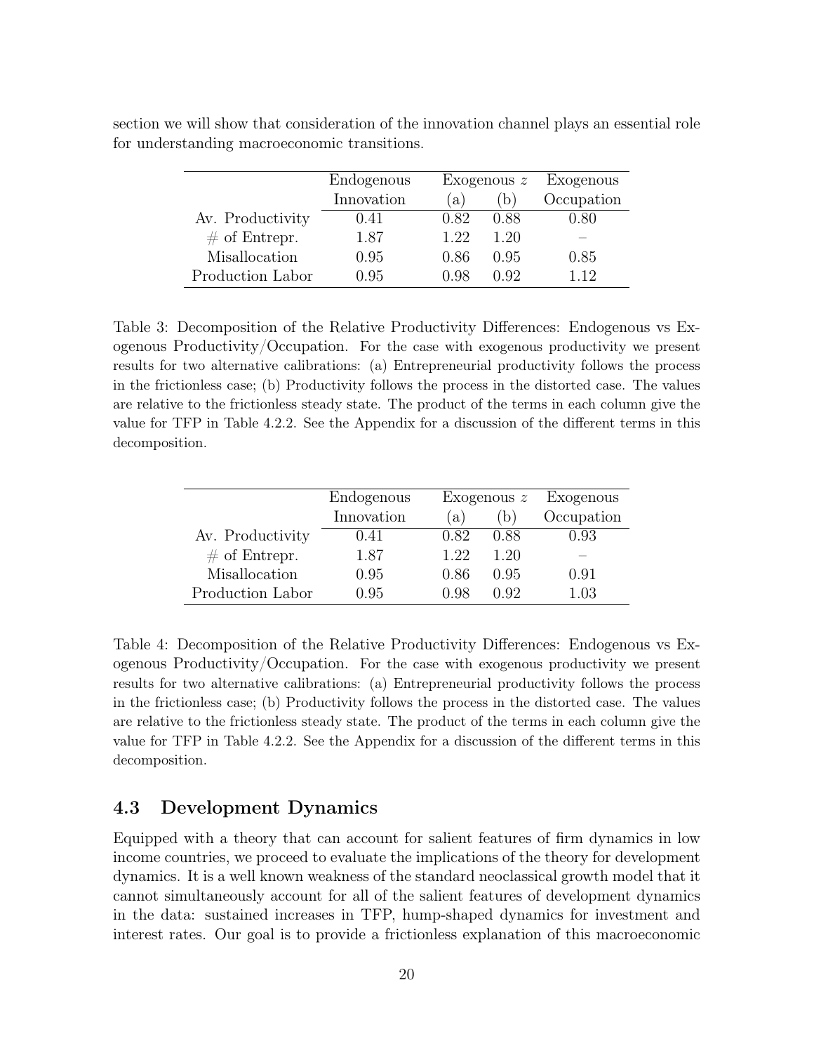section we will show that consideration of the innovation channel plays an essential role for understanding macroeconomic transitions.

| | Endogenous | Exogenous $z$ | | Exogenous |
|---|---|---|---|---|
| | Innovation | (a) | (b) | Occupation |
| Av. Productivity | 0.41 | 0.82 | 0.88 | 0.80 |
| # of Entrepr. | 1.87 | 1.22 | 1.20 | – |
| Misallocation | 0.95 | 0.86 | 0.95 | 0.85 |
| Production Labor | 0.95 | 0.98 | 0.92 | 1.12 |

Table 3: Decomposition of the Relative Productivity Differences: Endogenous vs Exogenous Productivity/Occupation. For the case with exogenous productivity we present results for two alternative calibrations: (a) Entrepreneurial productivity follows the process in the frictionless case; (b) Productivity follows the process in the distorted case. The values are relative to the frictionless steady state. The product of the terms in each column give the value for TFP in Table 4.2.2. See the Appendix for a discussion of the different terms in this decomposition.

| | Endogenous | Exogenous $z$ | | Exogenous |
|---|---|---|---|---|
| | Innovation | (a) | (b) | Occupation |
| Av. Productivity | 0.41 | 0.82 | 0.88 | 0.93 |
| # of Entrepr. | 1.87 | 1.22 | 1.20 | – |
| Misallocation | 0.95 | 0.86 | 0.95 | 0.91 |
| Production Labor | 0.95 | 0.98 | 0.92 | 1.03 |

Table 4: Decomposition of the Relative Productivity Differences: Endogenous vs Exogenous Productivity/Occupation. For the case with exogenous productivity we present results for two alternative calibrations: (a) Entrepreneurial productivity follows the process in the frictionless case; (b) Productivity follows the process in the distorted case. The values are relative to the frictionless steady state. The product of the terms in each column give the value for TFP in Table 4.2.2. See the Appendix for a discussion of the different terms in this decomposition.

### 4.3 Development Dynamics

Equipped with a theory that can account for salient features of firm dynamics in low income countries, we proceed to evaluate the implications of the theory for development dynamics. It is a well known weakness of the standard neoclassical growth model that it cannot simultaneously account for all of the salient features of development dynamics in the data: sustained increases in TFP, hump-shaped dynamics for investment and interest rates. Our goal is to provide a frictionless explanation of this macroeconomic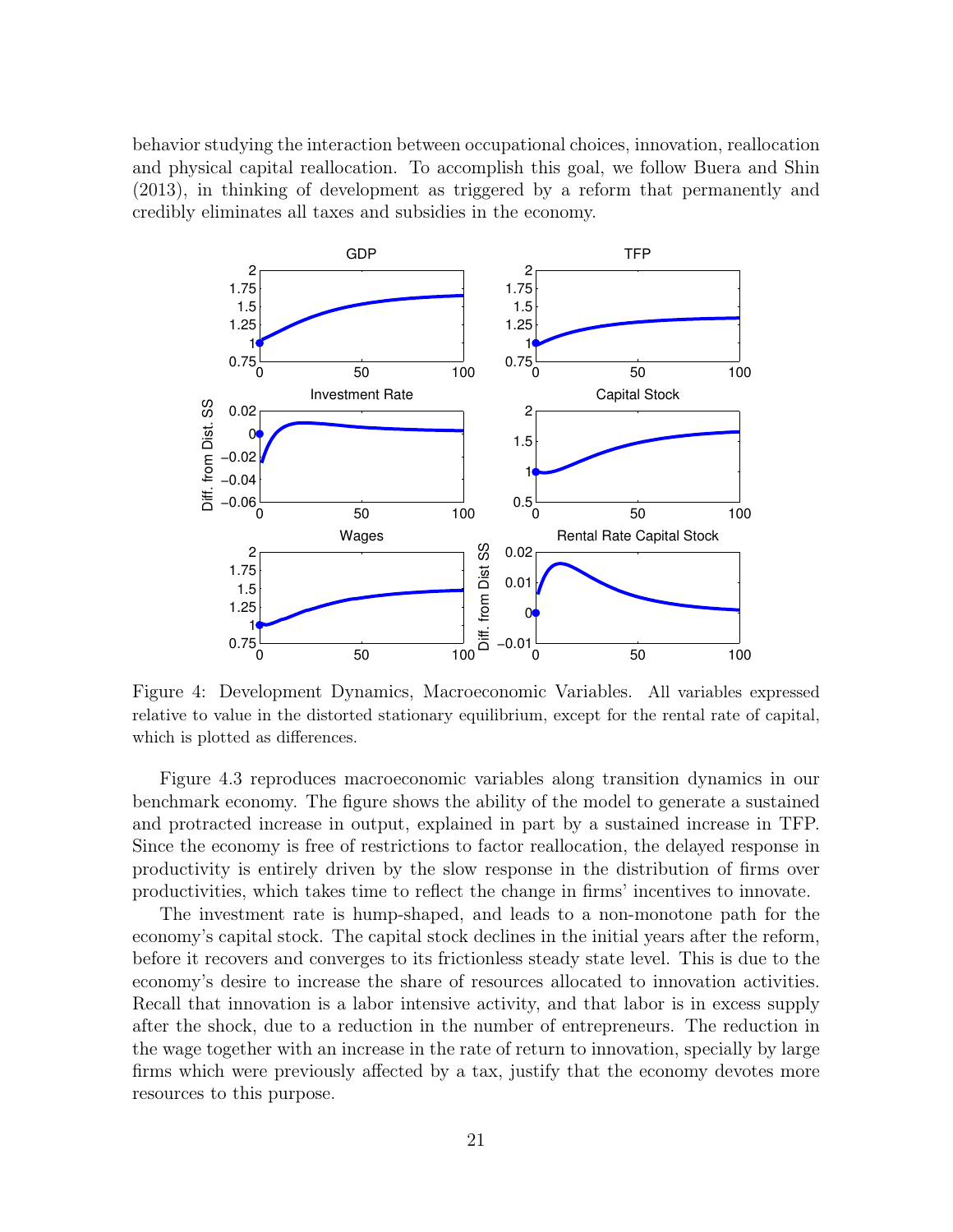behavior studying the interaction between occupational choices, innovation, reallocation and physical capital reallocation. To accomplish this goal, we follow Buera and Shin (2013), in thinking of development as triggered by a reform that permanently and credibly eliminates all taxes and subsidies in the economy.

Figure 4: Development Dynamics, Macroeconomic Variables. All variables expressed relative to value in the distorted stationary equilibrium, except for the rental rate of capital, which is plotted as differences.

Figure 4.3 reproduces macroeconomic variables along transition dynamics in our benchmark economy. The figure shows the ability of the model to generate a sustained and protracted increase in output, explained in part by a sustained increase in TFP. Since the economy is free of restrictions to factor reallocation, the delayed response in productivity is entirely driven by the slow response in the distribution of firms over productivities, which takes time to reflect the change in firms' incentives to innovate.

The investment rate is hump-shaped, and leads to a non-monotone path for the economy's capital stock. The capital stock declines in the initial years after the reform, before it recovers and converges to its frictionless steady state level. This is due to the economy's desire to increase the share of resources allocated to innovation activities. Recall that innovation is a labor intensive activity, and that labor is in excess supply after the shock, due to a reduction in the number of entrepreneurs. The reduction in the wage together with an increase in the rate of return to innovation, specially by large firms which were previously affected by a tax, justify that the economy devotes more resources to this purpose.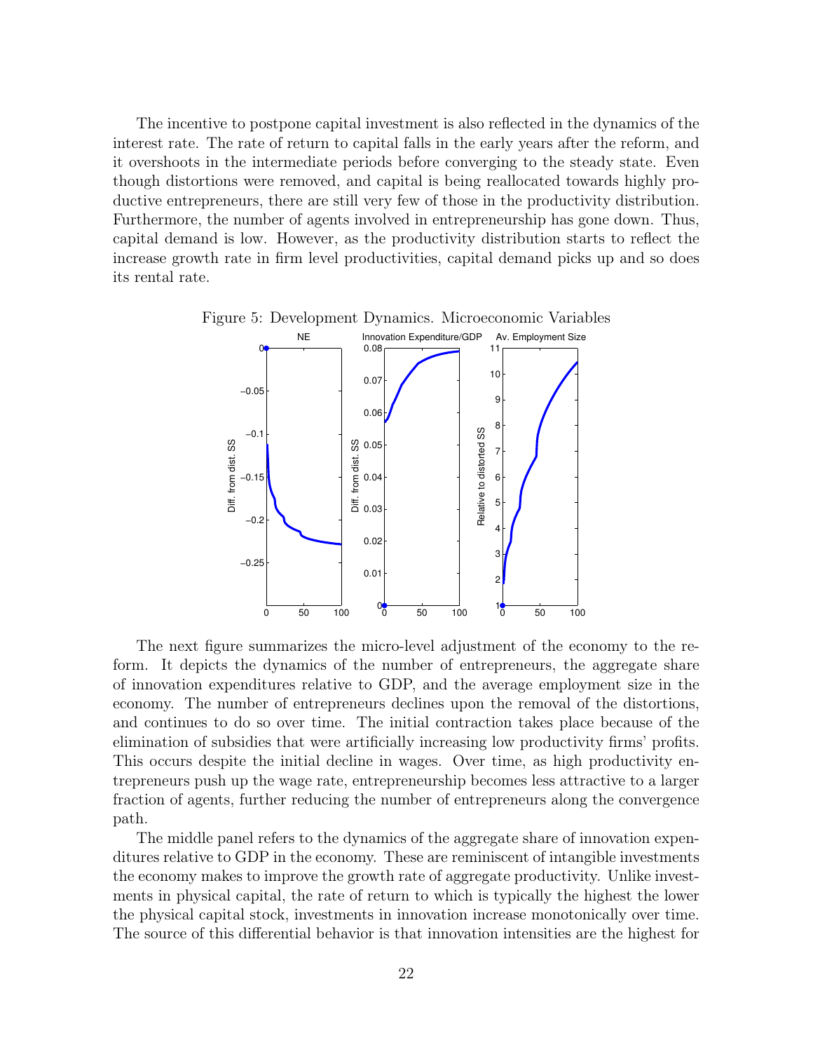The incentive to postpone capital investment is also reflected in the dynamics of the interest rate. The rate of return to capital falls in the early years after the reform, and it overshoots in the intermediate periods before converging to the steady state. Even though distortions were removed, and capital is being reallocated towards highly productive entrepreneurs, there are still very few of those in the productivity distribution. Furthermore, the number of agents involved in entrepreneurship has gone down. Thus, capital demand is low. However, as the productivity distribution starts to reflect the increase growth rate in firm level productivities, capital demand picks up and so does its rental rate.

Figure 5: Development Dynamics. Microeconomic Variables

The next figure summarizes the micro-level adjustment of the economy to the reform. It depicts the dynamics of the number of entrepreneurs, the aggregate share of innovation expenditures relative to GDP, and the average employment size in the economy. The number of entrepreneurs declines upon the removal of the distortions, and continues to do so over time. The initial contraction takes place because of the elimination of subsidies that were artificially increasing low productivity firms' profits. This occurs despite the initial decline in wages. Over time, as high productivity entrepreneurs push up the wage rate, entrepreneurship becomes less attractive to a larger fraction of agents, further reducing the number of entrepreneurs along the convergence path.

The middle panel refers to the dynamics of the aggregate share of innovation expenditures relative to GDP in the economy. These are reminiscent of intangible investments the economy makes to improve the growth rate of aggregate productivity. Unlike investments in physical capital, the rate of return to which is typically the highest the lower the physical capital stock, investments in innovation increase monotonically over time. The source of this differential behavior is that innovation intensities are the highest for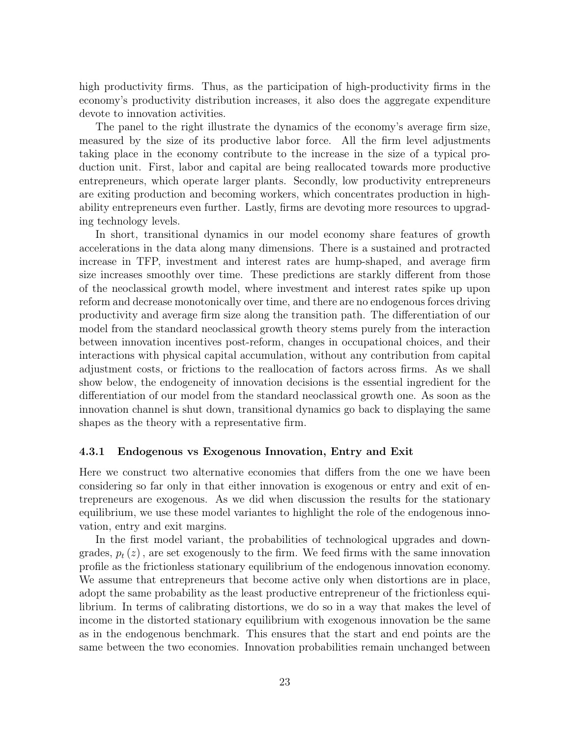high productivity firms. Thus, as the participation of high-productivity firms in the economy's productivity distribution increases, it also does the aggregate expenditure devote to innovation activities.

The panel to the right illustrate the dynamics of the economy's average firm size, measured by the size of its productive labor force. All the firm level adjustments taking place in the economy contribute to the increase in the size of a typical production unit. First, labor and capital are being reallocated towards more productive entrepreneurs, which operate larger plants. Secondly, low productivity entrepreneurs are exiting production and becoming workers, which concentrates production in high-ability entrepreneurs even further. Lastly, firms are devoting more resources to upgrading technology levels.

In short, transitional dynamics in our model economy share features of growth accelerations in the data along many dimensions. There is a sustained and protracted increase in TFP, investment and interest rates are hump-shaped, and average firm size increases smoothly over time. These predictions are starkly different from those of the neoclassical growth model, where investment and interest rates spike up upon reform and decrease monotonically over time, and there are no endogenous forces driving productivity and average firm size along the transition path. The differentiation of our model from the standard neoclassical growth theory stems purely from the interaction between innovation incentives post-reform, changes in occupational choices, and their interactions with physical capital accumulation, without any contribution from capital adjustment costs, or frictions to the reallocation of factors across firms. As we shall show below, the endogeneity of innovation decisions is the essential ingredient for the differentiation of our model from the standard neoclassical growth one. As soon as the innovation channel is shut down, transitional dynamics go back to displaying the same shapes as the theory with a representative firm.

### 4.3.1 Endogenous vs Exogenous Innovation, Entry and Exit

Here we construct two alternative economies that differs from the one we have been considering so far only in that either innovation is exogenous or entry and exit of entrepreneurs are exogenous. As we did when discussion the results for the stationary equilibrium, we use these model variantes to highlight the role of the endogenous innovation, entry and exit margins.

In the first model variant, the probabilities of technological upgrades and downgrades, $p_t(z)$, are set exogenously to the firm. We feed firms with the same innovation profile as the frictionless stationary equilibrium of the endogenous innovation economy. We assume that entrepreneurs that become active only when distortions are in place, adopt the same probability as the least productive entrepreneur of the frictionless equilibrium. In terms of calibrating distortions, we do so in a way that makes the level of income in the distorted stationary equilibrium with exogenous innovation be the same as in the endogenous benchmark. This ensures that the start and end points are the same between the two economies. Innovation probabilities remain unchanged between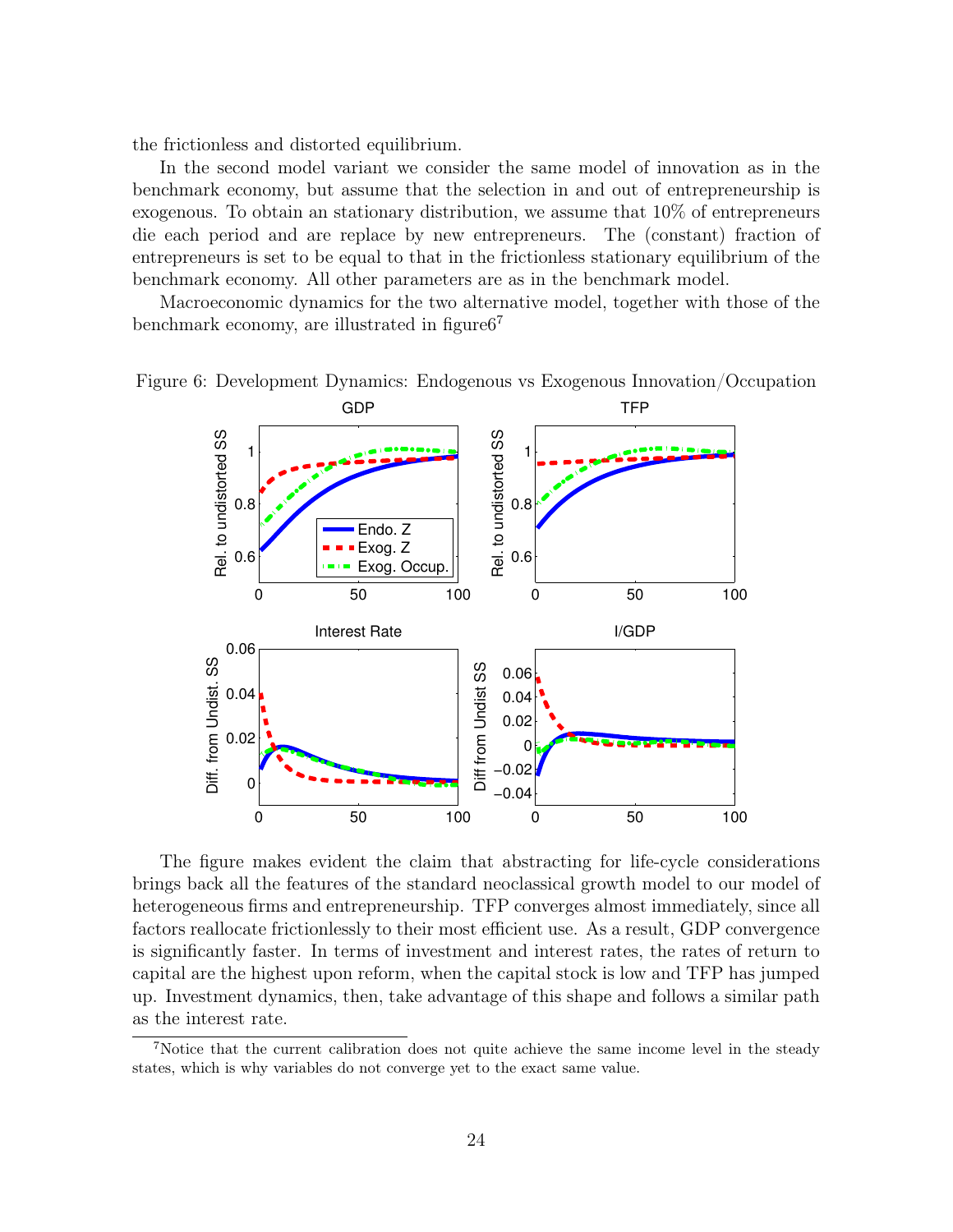the frictionless and distorted equilibrium.

In the second model variant we consider the same model of innovation as in the benchmark economy, but assume that the selection in and out of entrepreneurship is exogenous. To obtain an stationary distribution, we assume that 10% of entrepreneurs die each period and are replace by new entrepreneurs. The (constant) fraction of entrepreneurs is set to be equal to that in the frictionless stationary equilibrium of the benchmark economy. All other parameters are as in the benchmark model.

Macroeconomic dynamics for the two alternative model, together with those of the benchmark economy, are illustrated in figure6[7]

Figure 6: Development Dynamics: Endogenous vs Exogenous Innovation/Occupation

The figure makes evident the claim that abstracting for life-cycle considerations brings back all the features of the standard neoclassical growth model to our model of heterogeneous firms and entrepreneurship. TFP converges almost immediately, since all factors reallocate frictionlessly to their most efficient use. As a result, GDP convergence is significantly faster. In terms of investment and interest rates, the rates of return to capital are the highest upon reform, when the capital stock is low and TFP has jumped up. Investment dynamics, then, take advantage of this shape and follows a similar path as the interest rate.

[7]Notice that the current calibration does not quite achieve the same income level in the steady states, which is why variables do not converge yet to the exact same value.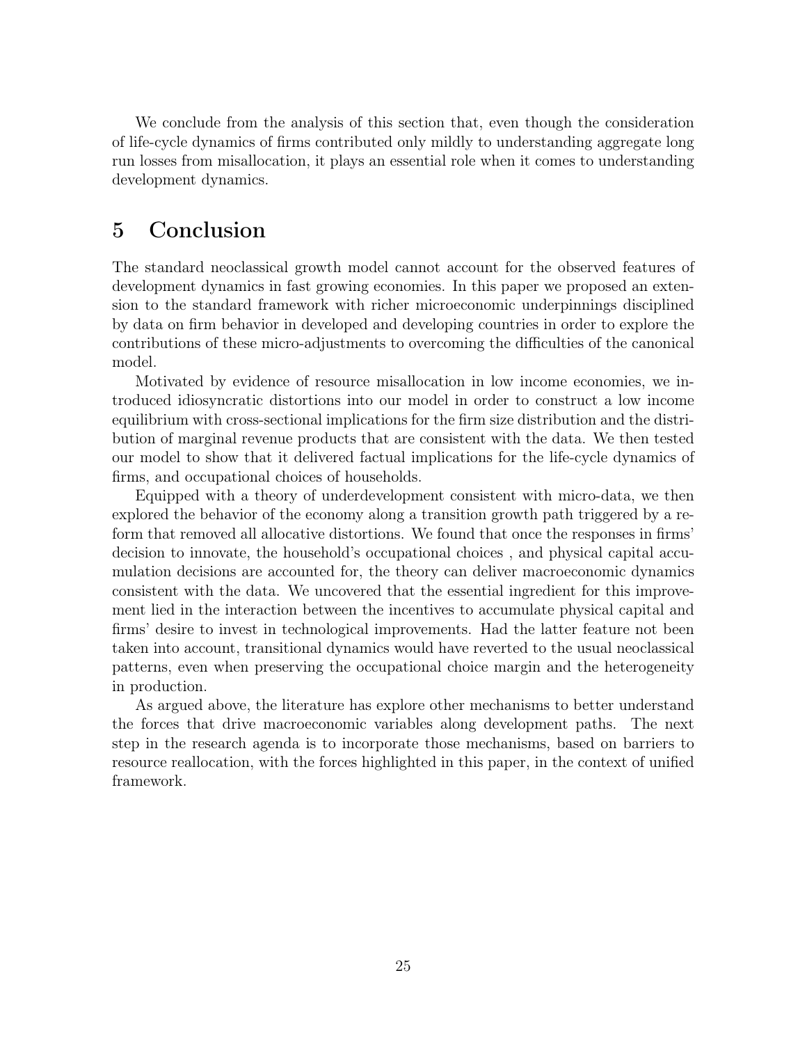We conclude from the analysis of this section that, even though the consideration of life-cycle dynamics of firms contributed only mildly to understanding aggregate long run losses from misallocation, it plays an essential role when it comes to understanding development dynamics.

# 5 Conclusion

The standard neoclassical growth model cannot account for the observed features of development dynamics in fast growing economies. In this paper we proposed an extension to the standard framework with richer microeconomic underpinnings disciplined by data on firm behavior in developed and developing countries in order to explore the contributions of these micro-adjustments to overcoming the difficulties of the canonical model.

Motivated by evidence of resource misallocation in low income economies, we introduced idiosyncratic distortions into our model in order to construct a low income equilibrium with cross-sectional implications for the firm size distribution and the distribution of marginal revenue products that are consistent with the data. We then tested our model to show that it delivered factual implications for the life-cycle dynamics of firms, and occupational choices of households.

Equipped with a theory of underdevelopment consistent with micro-data, we then explored the behavior of the economy along a transition growth path triggered by a reform that removed all allocative distortions. We found that once the responses in firms' decision to innovate, the household's occupational choices , and physical capital accumulation decisions are accounted for, the theory can deliver macroeconomic dynamics consistent with the data. We uncovered that the essential ingredient for this improvement lied in the interaction between the incentives to accumulate physical capital and firms' desire to invest in technological improvements. Had the latter feature not been taken into account, transitional dynamics would have reverted to the usual neoclassical patterns, even when preserving the occupational choice margin and the heterogeneity in production.

As argued above, the literature has explore other mechanisms to better understand the forces that drive macroeconomic variables along development paths. The next step in the research agenda is to incorporate those mechanisms, based on barriers to resource reallocation, with the forces highlighted in this paper, in the context of unified framework.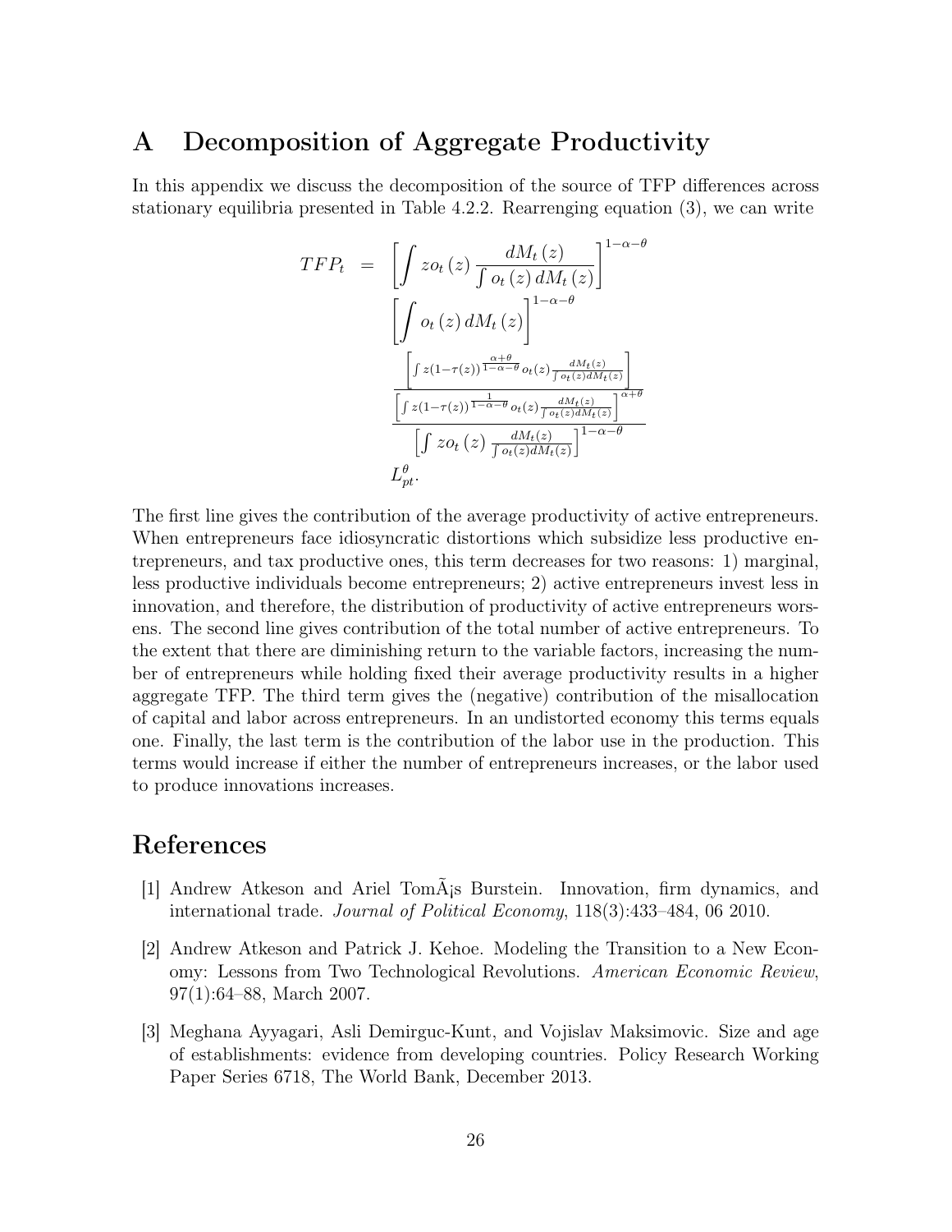# A Decomposition of Aggregate Productivity

In this appendix we discuss the decomposition of the source of TFP differences across stationary equilibria presented in Table 4.2.2. Rearrenging equation (3), we can write

$$
\begin{aligned}
TFP_t \;=\; & \left[\int z o_t(z) \frac{dM_t(z)}{\int o_t(z)\, dM_t(z)}\right]^{1-\alpha-\theta} \\
& \left[\int o_t(z)\, dM_t(z)\right]^{1-\alpha-\theta} \\
& \frac{\dfrac{\left[\int z(1-\tau(z))^{\frac{\alpha+\theta}{1-\alpha-\theta}} o_t(z) \frac{dM_t(z)}{\int o_t(z) dM_t(z)}\right]}{\left[\int z(1-\tau(z))^{\frac{1}{1-\alpha-\theta}} o_t(z) \frac{dM_t(z)}{\int o_t(z) dM_t(z)}\right]^{\alpha+\theta}}}{\left[\int z o_t(z) \frac{dM_t(z)}{\int o_t(z) dM_t(z)}\right]^{1-\alpha-\theta}} \\
& L_{pt}^{\theta}.
\end{aligned}
$$

The first line gives the contribution of the average productivity of active entrepreneurs. When entrepreneurs face idiosyncratic distortions which subsidize less productive entrepreneurs, and tax productive ones, this term decreases for two reasons: 1) marginal, less productive individuals become entrepreneurs; 2) active entrepreneurs invest less in innovation, and therefore, the distribution of productivity of active entrepreneurs worsens. The second line gives contribution of the total number of active entrepreneurs. To the extent that there are diminishing return to the variable factors, increasing the number of entrepreneurs while holding fixed their average productivity results in a higher aggregate TFP. The third term gives the (negative) contribution of the misallocation of capital and labor across entrepreneurs. In an undistorted economy this terms equals one. Finally, the last term is the contribution of the labor use in the production. This terms would increase if either the number of entrepreneurs increases, or the labor used to produce innovations increases.

# References

[1] Andrew Atkeson and Ariel TomÃ¡s Burstein. Innovation, firm dynamics, and international trade. *Journal of Political Economy*, 118(3):433–484, 06 2010.

[2] Andrew Atkeson and Patrick J. Kehoe. Modeling the Transition to a New Economy: Lessons from Two Technological Revolutions. *American Economic Review*, 97(1):64–88, March 2007.

[3] Meghana Ayyagari, Asli Demirguc-Kunt, and Vojislav Maksimovic. Size and age of establishments: evidence from developing countries. Policy Research Working Paper Series 6718, The World Bank, December 2013.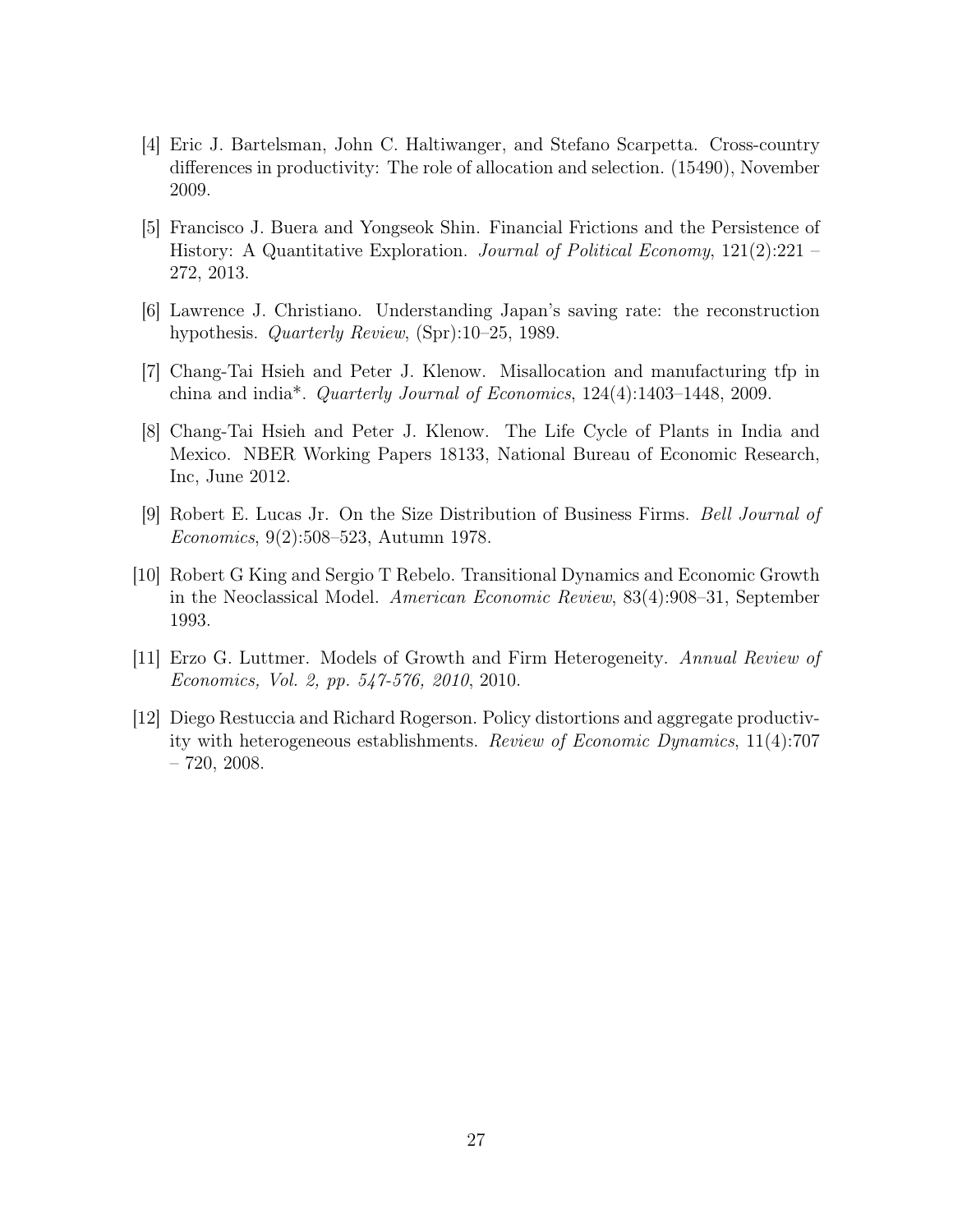[4] Eric J. Bartelsman, John C. Haltiwanger, and Stefano Scarpetta. Cross-country differences in productivity: The role of allocation and selection. (15490), November 2009.

[5] Francisco J. Buera and Yongseok Shin. Financial Frictions and the Persistence of History: A Quantitative Exploration. *Journal of Political Economy*, 121(2):221 – 272, 2013.

[6] Lawrence J. Christiano. Understanding Japan's saving rate: the reconstruction hypothesis. *Quarterly Review*, (Spr):10–25, 1989.

[7] Chang-Tai Hsieh and Peter J. Klenow. Misallocation and manufacturing tfp in china and india*. *Quarterly Journal of Economics*, 124(4):1403–1448, 2009.

[8] Chang-Tai Hsieh and Peter J. Klenow. The Life Cycle of Plants in India and Mexico. NBER Working Papers 18133, National Bureau of Economic Research, Inc, June 2012.

[9] Robert E. Lucas Jr. On the Size Distribution of Business Firms. *Bell Journal of Economics*, 9(2):508–523, Autumn 1978.

[10] Robert G King and Sergio T Rebelo. Transitional Dynamics and Economic Growth in the Neoclassical Model. *American Economic Review*, 83(4):908–31, September 1993.

[11] Erzo G. Luttmer. Models of Growth and Firm Heterogeneity. *Annual Review of Economics, Vol. 2, pp. 547-576, 2010*, 2010.

[12] Diego Restuccia and Richard Rogerson. Policy distortions and aggregate productivity with heterogeneous establishments. *Review of Economic Dynamics*, 11(4):707 – 720, 2008.